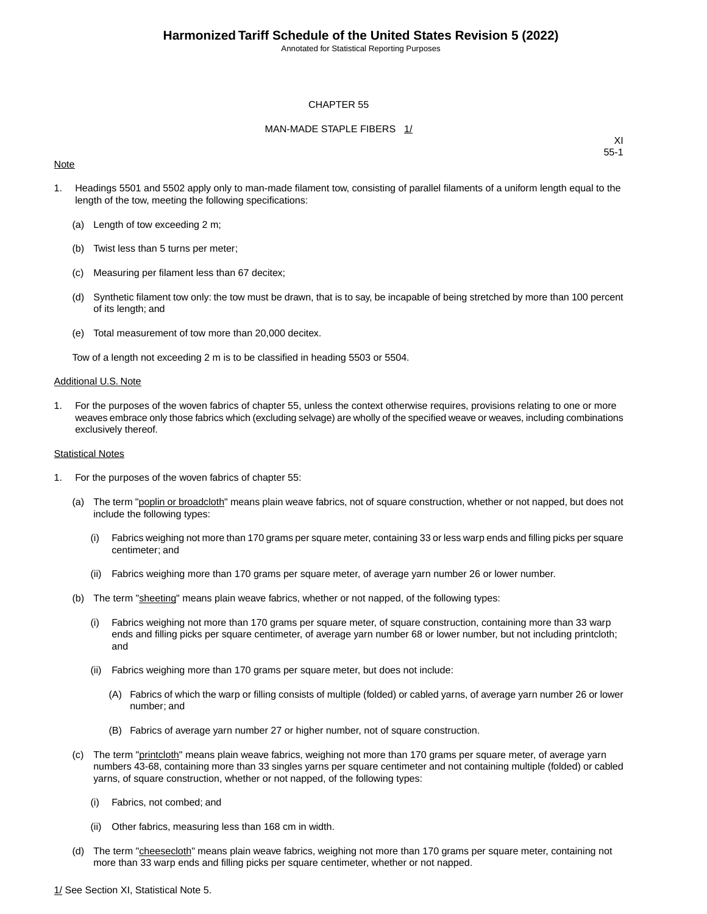# CHAPTER 55

## MAN-MADE STAPLE FIBERS 1/

XI
55-1

Note

1. Headings 5501 and 5502 apply only to man-made filament tow, consisting of parallel filaments of a uniform length equal to the length of the tow, meeting the following specifications:

   (a) Length of tow exceeding 2 m;

   (b) Twist less than 5 turns per meter;

   (c) Measuring per filament less than 67 decitex;

   (d) Synthetic filament tow only: the tow must be drawn, that is to say, be incapable of being stretched by more than 100 percent of its length; and

   (e) Total measurement of tow more than 20,000 decitex.

   Tow of a length not exceeding 2 m is to be classified in heading 5503 or 5504.

Additional U.S. Note

1. For the purposes of the woven fabrics of chapter 55, unless the context otherwise requires, provisions relating to one or more weaves embrace only those fabrics which (excluding selvage) are wholly of the specified weave or weaves, including combinations exclusively thereof.

Statistical Notes

1. For the purposes of the woven fabrics of chapter 55:

   (a) The term "poplin or broadcloth" means plain weave fabrics, not of square construction, whether or not napped, but does not include the following types:

      (i) Fabrics weighing not more than 170 grams per square meter, containing 33 or less warp ends and filling picks per square centimeter; and

      (ii) Fabrics weighing more than 170 grams per square meter, of average yarn number 26 or lower number.

   (b) The term "sheeting" means plain weave fabrics, whether or not napped, of the following types:

      (i) Fabrics weighing not more than 170 grams per square meter, of square construction, containing more than 33 warp ends and filling picks per square centimeter, of average yarn number 68 or lower number, but not including printcloth; and

      (ii) Fabrics weighing more than 170 grams per square meter, but does not include:

         (A) Fabrics of which the warp or filling consists of multiple (folded) or cabled yarns, of average yarn number 26 or lower number; and

         (B) Fabrics of average yarn number 27 or higher number, not of square construction.

   (c) The term "printcloth" means plain weave fabrics, weighing not more than 170 grams per square meter, of average yarn numbers 43-68, containing more than 33 singles yarns per square centimeter and not containing multiple (folded) or cabled yarns, of square construction, whether or not napped, of the following types:

      (i) Fabrics, not combed; and

      (ii) Other fabrics, measuring less than 168 cm in width.

   (d) The term "cheesecloth" means plain weave fabrics, weighing not more than 170 grams per square meter, containing not more than 33 warp ends and filling picks per square centimeter, whether or not napped.

1/ See Section XI, Statistical Note 5.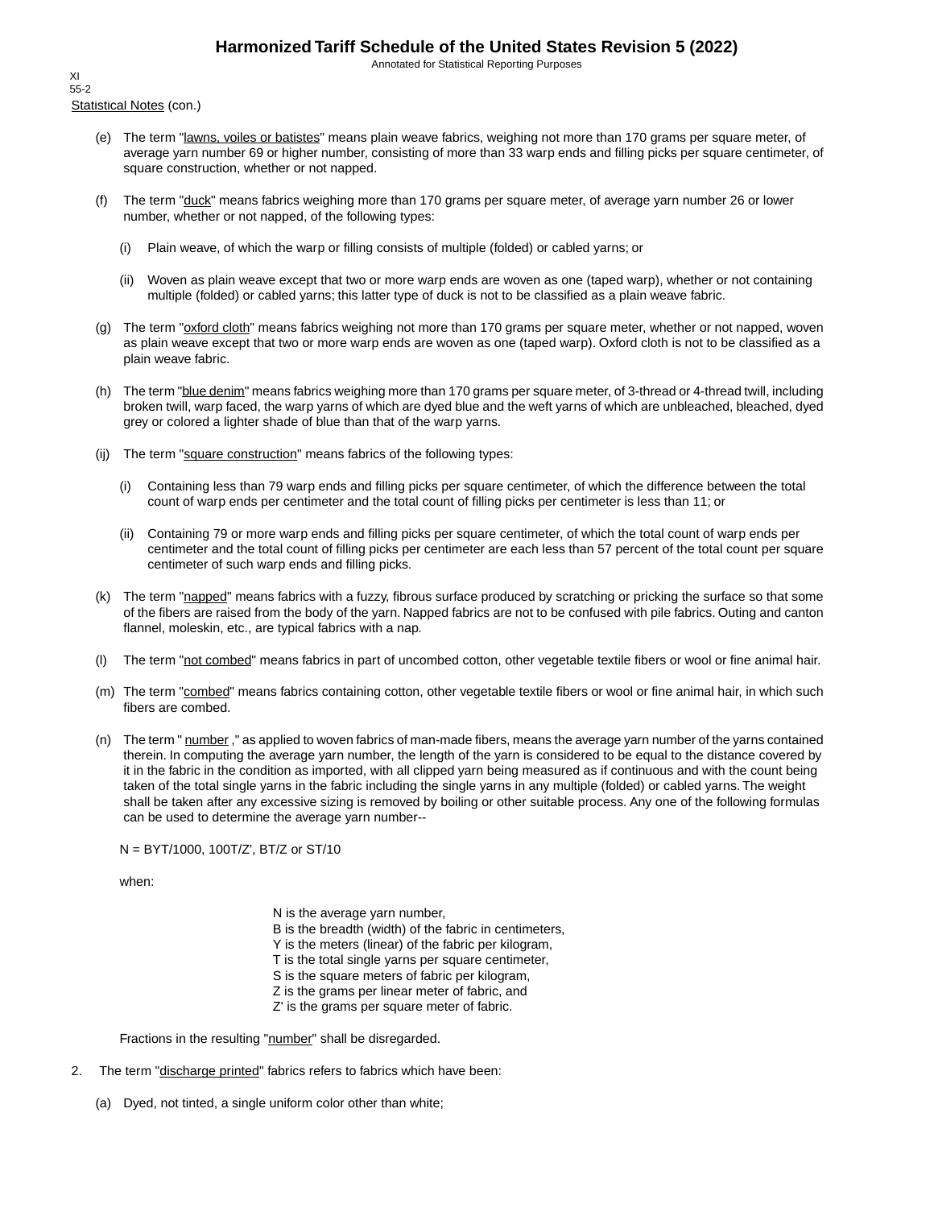XI
55-2

Statistical Notes (con.)

(e) The term "lawns, voiles or batistes" means plain weave fabrics, weighing not more than 170 grams per square meter, of average yarn number 69 or higher number, consisting of more than 33 warp ends and filling picks per square centimeter, of square construction, whether or not napped.

(f) The term "duck" means fabrics weighing more than 170 grams per square meter, of average yarn number 26 or lower number, whether or not napped, of the following types:

(i) Plain weave, of which the warp or filling consists of multiple (folded) or cabled yarns; or

(ii) Woven as plain weave except that two or more warp ends are woven as one (taped warp), whether or not containing multiple (folded) or cabled yarns; this latter type of duck is not to be classified as a plain weave fabric.

(g) The term "oxford cloth" means fabrics weighing not more than 170 grams per square meter, whether or not napped, woven as plain weave except that two or more warp ends are woven as one (taped warp). Oxford cloth is not to be classified as a plain weave fabric.

(h) The term "blue denim" means fabrics weighing more than 170 grams per square meter, of 3-thread or 4-thread twill, including broken twill, warp faced, the warp yarns of which are dyed blue and the weft yarns of which are unbleached, bleached, dyed grey or colored a lighter shade of blue than that of the warp yarns.

(ij) The term "square construction" means fabrics of the following types:

(i) Containing less than 79 warp ends and filling picks per square centimeter, of which the difference between the total count of warp ends per centimeter and the total count of filling picks per centimeter is less than 11; or

(ii) Containing 79 or more warp ends and filling picks per square centimeter, of which the total count of warp ends per centimeter and the total count of filling picks per centimeter are each less than 57 percent of the total count per square centimeter of such warp ends and filling picks.

(k) The term "napped" means fabrics with a fuzzy, fibrous surface produced by scratching or pricking the surface so that some of the fibers are raised from the body of the yarn. Napped fabrics are not to be confused with pile fabrics. Outing and canton flannel, moleskin, etc., are typical fabrics with a nap.

(l) The term "not combed" means fabrics in part of uncombed cotton, other vegetable textile fibers or wool or fine animal hair.

(m) The term "combed" means fabrics containing cotton, other vegetable textile fibers or wool or fine animal hair, in which such fibers are combed.

(n) The term " number ," as applied to woven fabrics of man-made fibers, means the average yarn number of the yarns contained therein. In computing the average yarn number, the length of the yarn is considered to be equal to the distance covered by it in the fabric in the condition as imported, with all clipped yarn being measured as if continuous and with the count being taken of the total single yarns in the fabric including the single yarns in any multiple (folded) or cabled yarns. The weight shall be taken after any excessive sizing is removed by boiling or other suitable process. Any one of the following formulas can be used to determine the average yarn number--

$N = BYT/1000$, $100T/Z'$, $BT/Z$ or $ST/10$

when:

$N$ is the average yarn number,
$B$ is the breadth (width) of the fabric in centimeters,
$Y$ is the meters (linear) of the fabric per kilogram,
$T$ is the total single yarns per square centimeter,
$S$ is the square meters of fabric per kilogram,
$Z$ is the grams per linear meter of fabric, and
$Z'$ is the grams per square meter of fabric.

Fractions in the resulting "number" shall be disregarded.

2. The term "discharge printed" fabrics refers to fabrics which have been:

(a) Dyed, not tinted, a single uniform color other than white;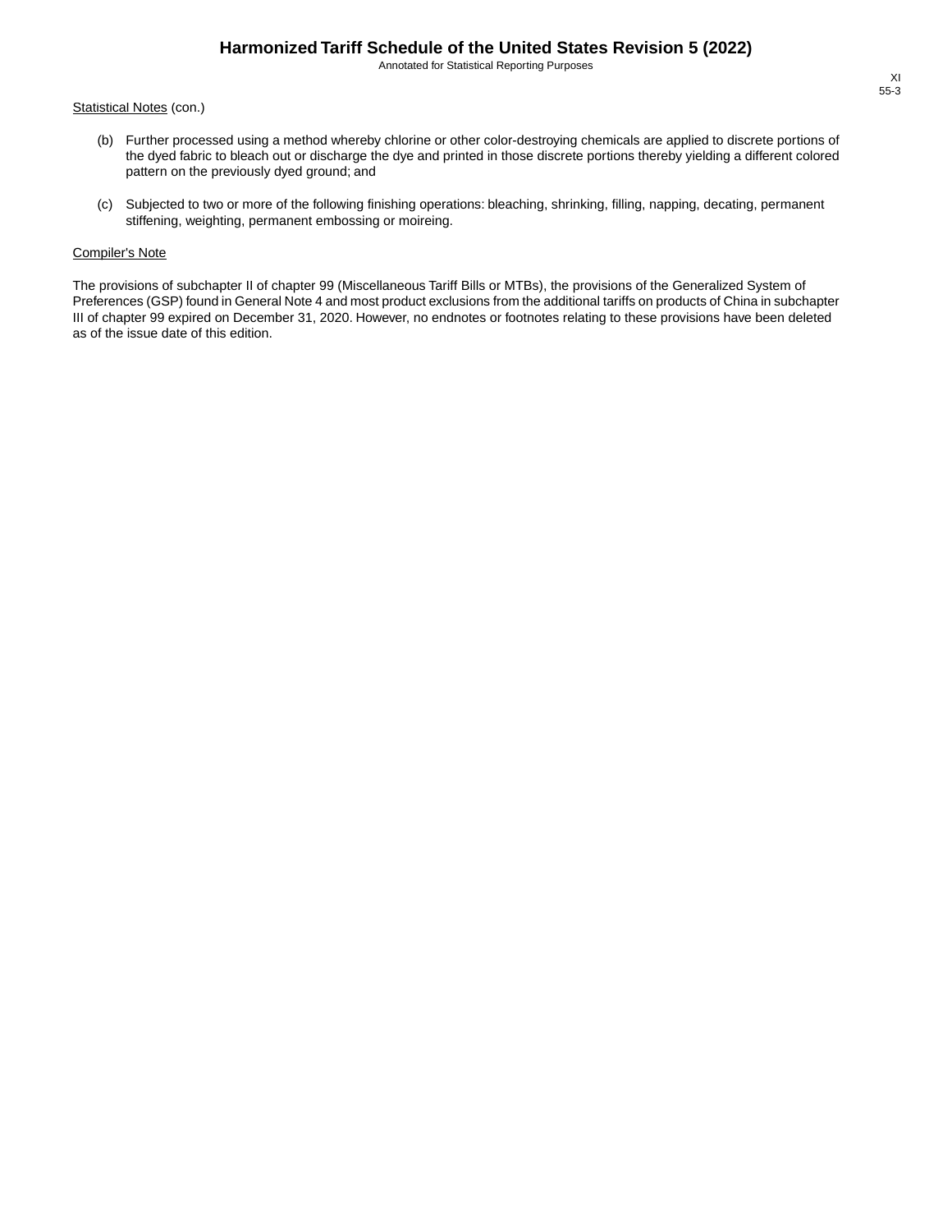Statistical Notes (con.)

(b) Further processed using a method whereby chlorine or other color-destroying chemicals are applied to discrete portions of the dyed fabric to bleach out or discharge the dye and printed in those discrete portions thereby yielding a different colored pattern on the previously dyed ground; and

(c) Subjected to two or more of the following finishing operations: bleaching, shrinking, filling, napping, decating, permanent stiffening, weighting, permanent embossing or moireing.

Compiler's Note

The provisions of subchapter II of chapter 99 (Miscellaneous Tariff Bills or MTBs), the provisions of the Generalized System of Preferences (GSP) found in General Note 4 and most product exclusions from the additional tariffs on products of China in subchapter III of chapter 99 expired on December 31, 2020. However, no endnotes or footnotes relating to these provisions have been deleted as of the issue date of this edition.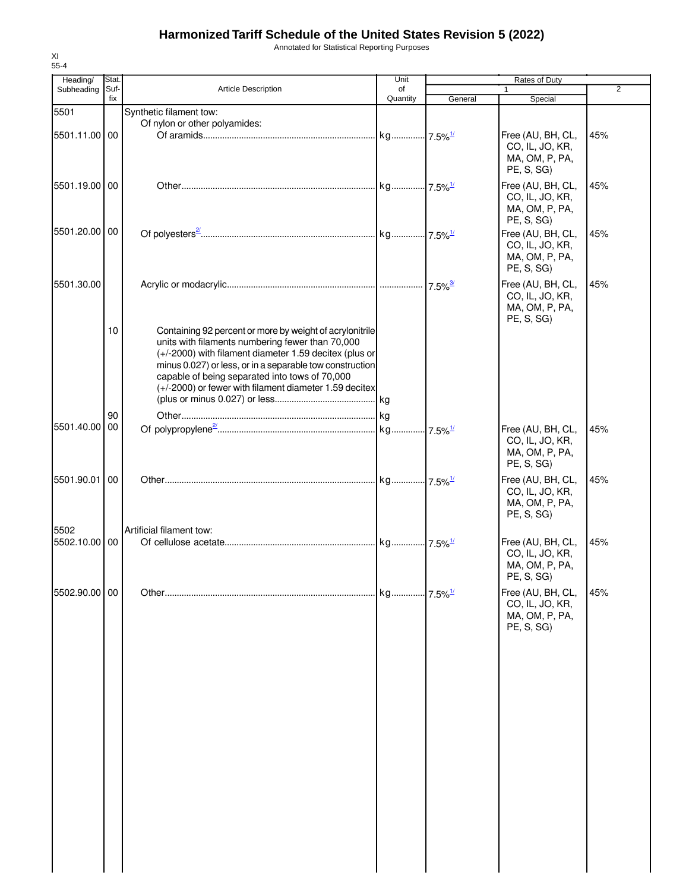# Harmonized Tariff Schedule of the United States Revision 5 (2022)

Annotated for Statistical Reporting Purposes

XI
55-4

| Heading/ Subheading | Stat. Suf- fix | Article Description | Unit of Quantity | Rates of Duty | | |
|---|---|---|---|---|---|---|
| | | | | 1 | | 2 |
| | | | | General | Special | |
| 5501 | | Synthetic filament tow: | | | | |
| | | Of nylon or other polyamides: | | | | |
| 5501.11.00 | 00 | Of aramids | kg | 7.5%[1/] | Free (AU, BH, CL, CO, IL, JO, KR, MA, OM, P, PA, PE, S, SG) | 45% |
| 5501.19.00 | 00 | Other | kg | 7.5%[1/] | Free (AU, BH, CL, CO, IL, JO, KR, MA, OM, P, PA, PE, S, SG) | 45% |
| 5501.20.00 | 00 | Of polyesters[2/] | kg | 7.5%[1/] | Free (AU, BH, CL, CO, IL, JO, KR, MA, OM, P, PA, PE, S, SG) | 45% |
| 5501.30.00 | | Acrylic or modacrylic | | 7.5%[3/] | Free (AU, BH, CL, CO, IL, JO, KR, MA, OM, P, PA, PE, S, SG) | 45% |
| | 10 | Containing 92 percent or more by weight of acrylonitrile units with filaments numbering fewer than 70,000 (+/-2000) with filament diameter 1.59 decitex (plus or minus 0.027) or less, or in a separable tow construction capable of being separated into tows of 70,000 (+/-2000) or fewer with filament diameter 1.59 decitex (plus or minus 0.027) or less | kg | | | |
| | 90 | Other | kg | | | |
| 5501.40.00 | 00 | Of polypropylene[2/] | kg | 7.5%[1/] | Free (AU, BH, CL, CO, IL, JO, KR, MA, OM, P, PA, PE, S, SG) | 45% |
| 5501.90.01 | 00 | Other | kg | 7.5%[1/] | Free (AU, BH, CL, CO, IL, JO, KR, MA, OM, P, PA, PE, S, SG) | 45% |
| 5502 | | Artificial filament tow: | | | | |
| 5502.10.00 | 00 | Of cellulose acetate | kg | 7.5%[1/] | Free (AU, BH, CL, CO, IL, JO, KR, MA, OM, P, PA, PE, S, SG) | 45% |
| 5502.90.00 | 00 | Other | kg | 7.5%[1/] | Free (AU, BH, CL, CO, IL, JO, KR, MA, OM, P, PA, PE, S, SG) | 45% |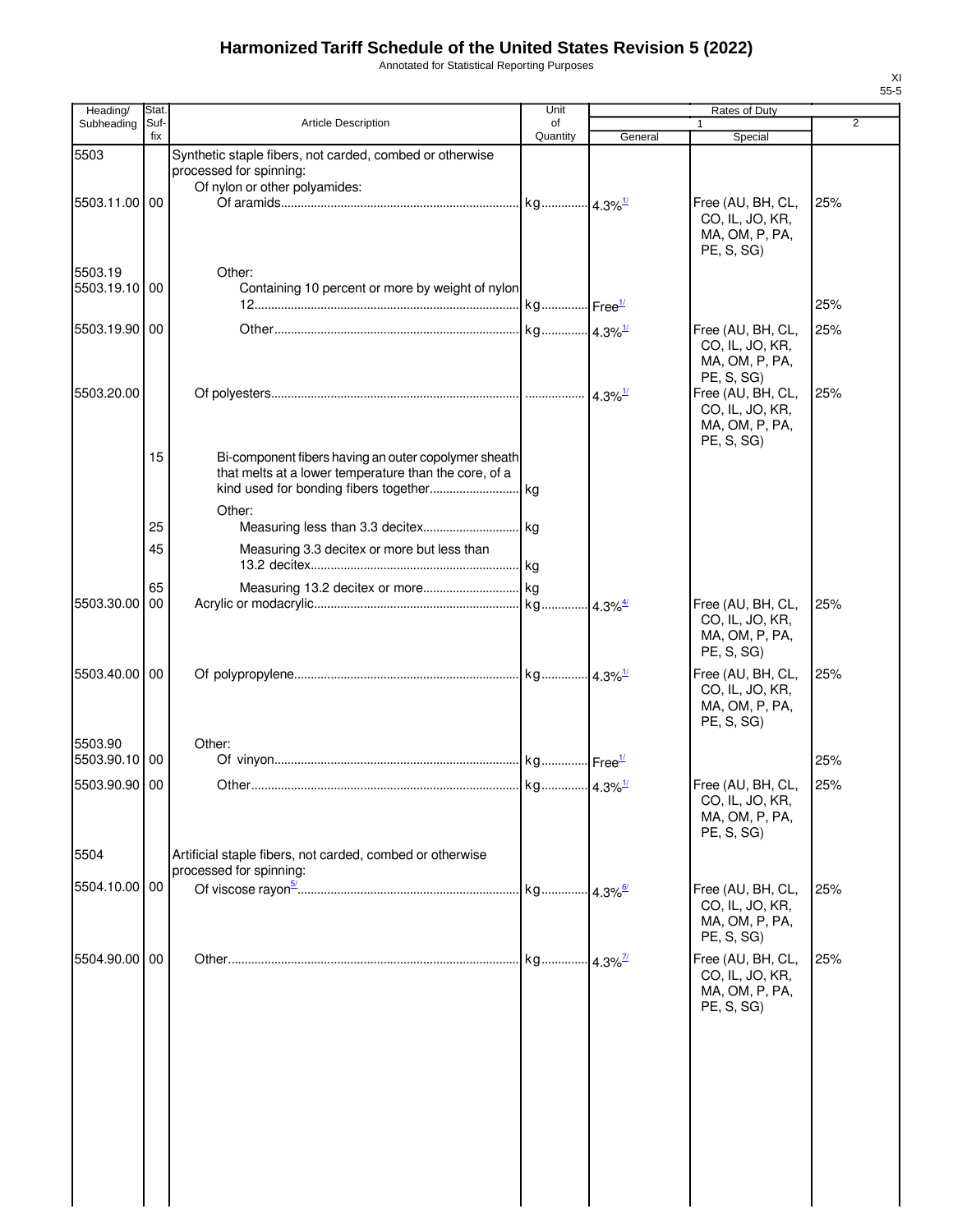# Harmonized Tariff Schedule of the United States Revision 5 (2022)

Annotated for Statistical Reporting Purposes

XI
55-5

| Heading/ Subheading | Stat. Suf-fix | Article Description | Unit of Quantity | Rates of Duty 1 General | Special | 2 |
|---|---|---|---|---|---|---|
| 5503 | | Synthetic staple fibers, not carded, combed or otherwise processed for spinning: | | | | |
| | | Of nylon or other polyamides: | | | | |
| 5503.11.00 | 00 | Of aramids | kg | 4.3%[1/] | Free (AU, BH, CL, CO, IL, JO, KR, MA, OM, P, PA, PE, S, SG) | 25% |
| 5503.19 | | Other: | | | | |
| 5503.19.10 | 00 | Containing 10 percent or more by weight of nylon 12 | kg | Free[1/] | | 25% |
| 5503.19.90 | 00 | Other | kg | 4.3%[1/] | Free (AU, BH, CL, CO, IL, JO, KR, MA, OM, P, PA, PE, S, SG) | 25% |
| 5503.20.00 | | Of polyesters | | 4.3%[1/] | Free (AU, BH, CL, CO, IL, JO, KR, MA, OM, P, PA, PE, S, SG) | 25% |
| | 15 | Bi-component fibers having an outer copolymer sheath that melts at a lower temperature than the core, of a kind used for bonding fibers together | kg | | | |
| | | Other: | | | | |
| | 25 | Measuring less than 3.3 decitex | kg | | | |
| | 45 | Measuring 3.3 decitex or more but less than 13.2 decitex | kg | | | |
| | 65 | Measuring 13.2 decitex or more | kg | | | |
| 5503.30.00 | 00 | Acrylic or modacrylic | kg | 4.3%[4/] | Free (AU, BH, CL, CO, IL, JO, KR, MA, OM, P, PA, PE, S, SG) | 25% |
| 5503.40.00 | 00 | Of polypropylene | kg | 4.3%[1/] | Free (AU, BH, CL, CO, IL, JO, KR, MA, OM, P, PA, PE, S, SG) | 25% |
| 5503.90 | | Other: | | | | |
| 5503.90.10 | 00 | Of vinyon | kg | Free[1/] | | 25% |
| 5503.90.90 | 00 | Other | kg | 4.3%[1/] | Free (AU, BH, CL, CO, IL, JO, KR, MA, OM, P, PA, PE, S, SG) | 25% |
| 5504 | | Artificial staple fibers, not carded, combed or otherwise processed for spinning: | | | | |
| 5504.10.00 | 00 | Of viscose rayon[5/] | kg | 4.3%[6/] | Free (AU, BH, CL, CO, IL, JO, KR, MA, OM, P, PA, PE, S, SG) | 25% |
| 5504.90.00 | 00 | Other | kg | 4.3%[7/] | Free (AU, BH, CL, CO, IL, JO, KR, MA, OM, P, PA, PE, S, SG) | 25% |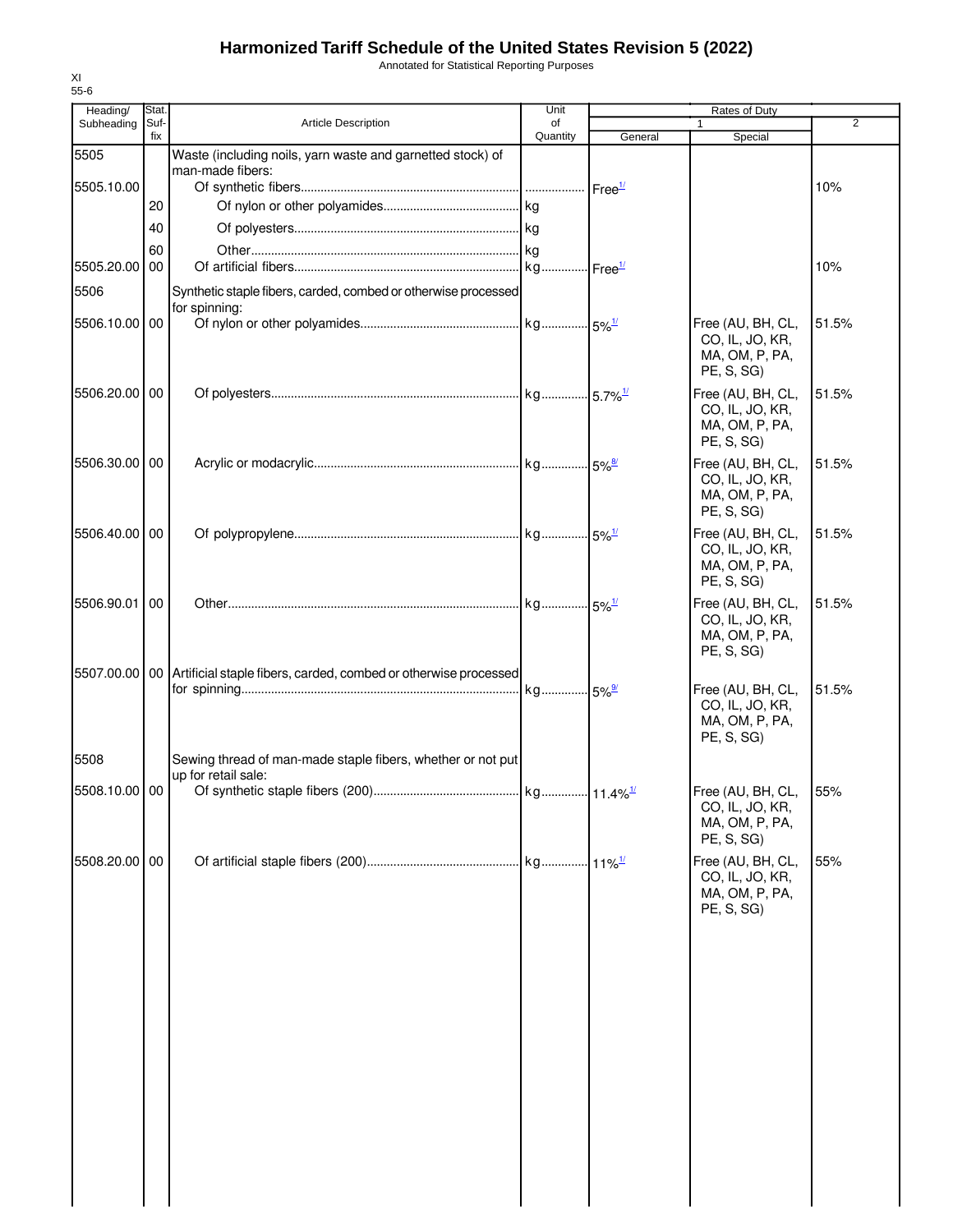# Harmonized Tariff Schedule of the United States Revision 5 (2022)

Annotated for Statistical Reporting Purposes

XI
55-6

| Heading/ Subheading | Stat. Suf- fix | Article Description | Unit of Quantity | Rates of Duty 1 General | Special | 2 |
|---|---|---|---|---|---|---|
| 5505 | | Waste (including noils, yarn waste and garnetted stock) of man-made fibers: | | | | |
| 5505.10.00 | | Of synthetic fibers | | Free[1/] | | 10% |
| | 20 | Of nylon or other polyamides | kg | | | |
| | 40 | Of polyesters | kg | | | |
| | 60 | Other | kg | | | |
| 5505.20.00 | 00 | Of artificial fibers | kg | Free[1/] | | 10% |
| 5506 | | Synthetic staple fibers, carded, combed or otherwise processed for spinning: | | | | |
| 5506.10.00 | 00 | Of nylon or other polyamides | kg | 5%[1/] | Free (AU, BH, CL, CO, IL, JO, KR, MA, OM, P, PA, PE, S, SG) | 51.5% |
| 5506.20.00 | 00 | Of polyesters | kg | 5.7%[1/] | Free (AU, BH, CL, CO, IL, JO, KR, MA, OM, P, PA, PE, S, SG) | 51.5% |
| 5506.30.00 | 00 | Acrylic or modacrylic | kg | 5%[8/] | Free (AU, BH, CL, CO, IL, JO, KR, MA, OM, P, PA, PE, S, SG) | 51.5% |
| 5506.40.00 | 00 | Of polypropylene | kg | 5%[1/] | Free (AU, BH, CL, CO, IL, JO, KR, MA, OM, P, PA, PE, S, SG) | 51.5% |
| 5506.90.01 | 00 | Other | kg | 5%[1/] | Free (AU, BH, CL, CO, IL, JO, KR, MA, OM, P, PA, PE, S, SG) | 51.5% |
| 5507.00.00 | 00 | Artificial staple fibers, carded, combed or otherwise processed for spinning | kg | 5%[9/] | Free (AU, BH, CL, CO, IL, JO, KR, MA, OM, P, PA, PE, S, SG) | 51.5% |
| 5508 | | Sewing thread of man-made staple fibers, whether or not put up for retail sale: | | | | |
| 5508.10.00 | 00 | Of synthetic staple fibers (200) | kg | 11.4%[1/] | Free (AU, BH, CL, CO, IL, JO, KR, MA, OM, P, PA, PE, S, SG) | 55% |
| 5508.20.00 | 00 | Of artificial staple fibers (200) | kg | 11%[1/] | Free (AU, BH, CL, CO, IL, JO, KR, MA, OM, P, PA, PE, S, SG) | 55% |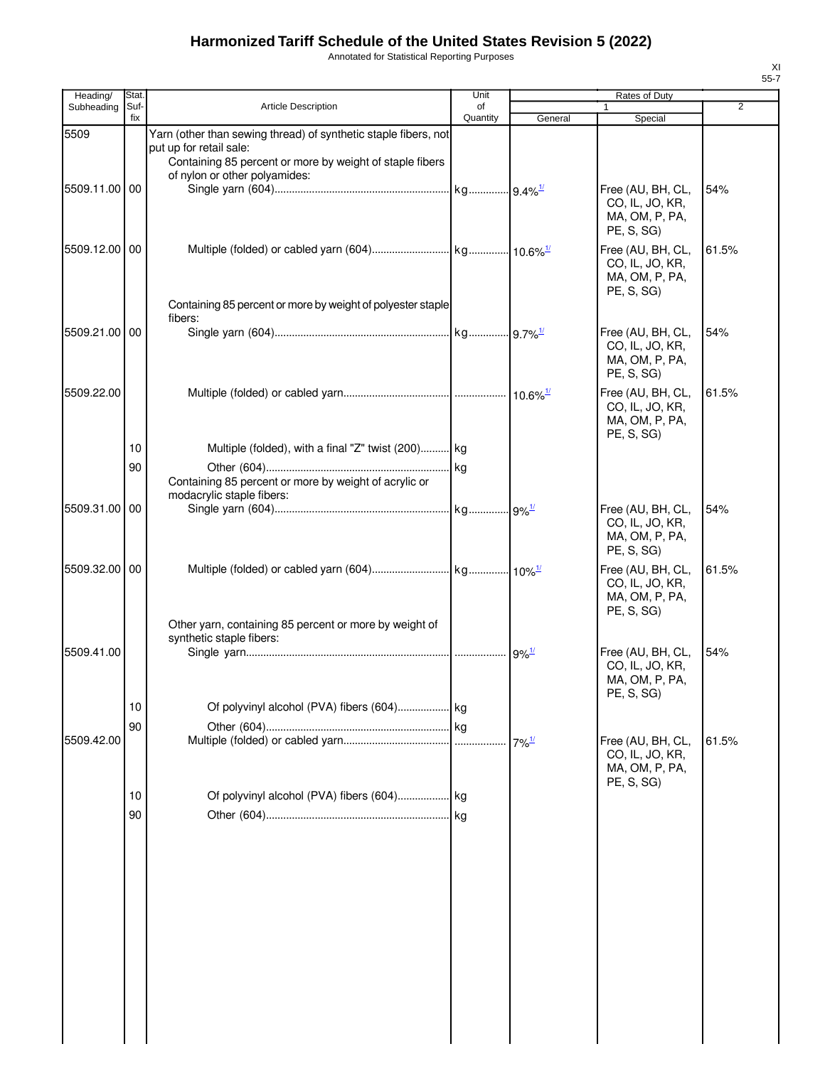# Harmonized Tariff Schedule of the United States Revision 5 (2022)

Annotated for Statistical Reporting Purposes

| Heading/ Subheading | Stat. Suf- fix | Article Description | Unit of Quantity | Rates of Duty 1 General | Rates of Duty 1 Special | Rates of Duty 2 |
|---|---|---|---|---|---|---|
| 5509 | | Yarn (other than sewing thread) of synthetic staple fibers, not put up for retail sale: | | | | |
| | | Containing 85 percent or more by weight of staple fibers of nylon or other polyamides: | | | | |
| 5509.11.00 | 00 | Single yarn (604) | kg | 9.4%[1/] | Free (AU, BH, CL, CO, IL, JO, KR, MA, OM, P, PA, PE, S, SG) | 54% |
| 5509.12.00 | 00 | Multiple (folded) or cabled yarn (604) | kg | 10.6%[1/] | Free (AU, BH, CL, CO, IL, JO, KR, MA, OM, P, PA, PE, S, SG) | 61.5% |
| | | Containing 85 percent or more by weight of polyester staple fibers: | | | | |
| 5509.21.00 | 00 | Single yarn (604) | kg | 9.7%[1/] | Free (AU, BH, CL, CO, IL, JO, KR, MA, OM, P, PA, PE, S, SG) | 54% |
| 5509.22.00 | | Multiple (folded) or cabled yarn | | 10.6%[1/] | Free (AU, BH, CL, CO, IL, JO, KR, MA, OM, P, PA, PE, S, SG) | 61.5% |
| | 10 | Multiple (folded), with a final "Z" twist (200) | kg | | | |
| | 90 | Other (604) | kg | | | |
| | | Containing 85 percent or more by weight of acrylic or modacrylic staple fibers: | | | | |
| 5509.31.00 | 00 | Single yarn (604) | kg | 9%[1/] | Free (AU, BH, CL, CO, IL, JO, KR, MA, OM, P, PA, PE, S, SG) | 54% |
| 5509.32.00 | 00 | Multiple (folded) or cabled yarn (604) | kg | 10%[1/] | Free (AU, BH, CL, CO, IL, JO, KR, MA, OM, P, PA, PE, S, SG) | 61.5% |
| | | Other yarn, containing 85 percent or more by weight of synthetic staple fibers: | | | | |
| 5509.41.00 | | Single yarn | | 9%[1/] | Free (AU, BH, CL, CO, IL, JO, KR, MA, OM, P, PA, PE, S, SG) | 54% |
| | 10 | Of polyvinyl alcohol (PVA) fibers (604) | kg | | | |
| | 90 | Other (604) | kg | | | |
| 5509.42.00 | | Multiple (folded) or cabled yarn | | 7%[1/] | Free (AU, BH, CL, CO, IL, JO, KR, MA, OM, P, PA, PE, S, SG) | 61.5% |
| | 10 | Of polyvinyl alcohol (PVA) fibers (604) | kg | | | |
| | 90 | Other (604) | kg | | | |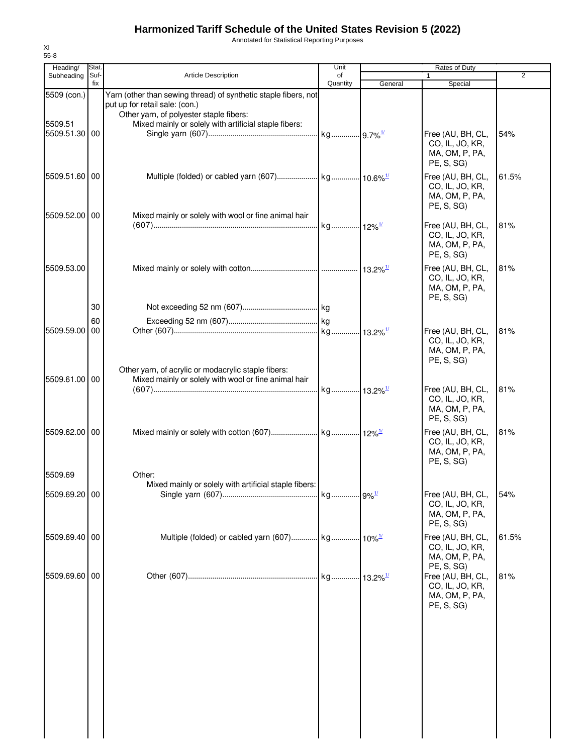# Harmonized Tariff Schedule of the United States Revision 5 (2022)

Annotated for Statistical Reporting Purposes

XI
55-8

| Heading/ Subheading | Stat. Suf- fix | Article Description | Unit of Quantity | Rates of Duty 1 General | Special | 2 |
|---|---|---|---|---|---|---|
| 5509 (con.) | | Yarn (other than sewing thread) of synthetic staple fibers, not put up for retail sale: (con.) | | | | |
| | | Other yarn, of polyester staple fibers: | | | | |
| 5509.51 | | Mixed mainly or solely with artificial staple fibers: | | | | |
| 5509.51.30 | 00 | Single yarn (607) | kg | 9.7%[1/] | Free (AU, BH, CL, CO, IL, JO, KR, MA, OM, P, PA, PE, S, SG) | 54% |
| 5509.51.60 | 00 | Multiple (folded) or cabled yarn (607) | kg | 10.6%[1/] | Free (AU, BH, CL, CO, IL, JO, KR, MA, OM, P, PA, PE, S, SG) | 61.5% |
| 5509.52.00 | 00 | Mixed mainly or solely with wool or fine animal hair (607) | kg | 12%[1/] | Free (AU, BH, CL, CO, IL, JO, KR, MA, OM, P, PA, PE, S, SG) | 81% |
| 5509.53.00 | | Mixed mainly or solely with cotton | | 13.2%[1/] | Free (AU, BH, CL, CO, IL, JO, KR, MA, OM, P, PA, PE, S, SG) | 81% |
| | 30 | Not exceeding 52 nm (607) | kg | | | |
| | 60 | Exceeding 52 nm (607) | kg | | | |
| 5509.59.00 | 00 | Other (607) | kg | 13.2%[1/] | Free (AU, BH, CL, CO, IL, JO, KR, MA, OM, P, PA, PE, S, SG) | 81% |
| | | Other yarn, of acrylic or modacrylic staple fibers: | | | | |
| 5509.61.00 | 00 | Mixed mainly or solely with wool or fine animal hair (607) | kg | 13.2%[1/] | Free (AU, BH, CL, CO, IL, JO, KR, MA, OM, P, PA, PE, S, SG) | 81% |
| 5509.62.00 | 00 | Mixed mainly or solely with cotton (607) | kg | 12%[1/] | Free (AU, BH, CL, CO, IL, JO, KR, MA, OM, P, PA, PE, S, SG) | 81% |
| 5509.69 | | Other: | | | | |
| | | Mixed mainly or solely with artificial staple fibers: | | | | |
| 5509.69.20 | 00 | Single yarn (607) | kg | 9%[1/] | Free (AU, BH, CL, CO, IL, JO, KR, MA, OM, P, PA, PE, S, SG) | 54% |
| 5509.69.40 | 00 | Multiple (folded) or cabled yarn (607) | kg | 10%[1/] | Free (AU, BH, CL, CO, IL, JO, KR, MA, OM, P, PA, PE, S, SG) | 61.5% |
| 5509.69.60 | 00 | Other (607) | kg | 13.2%[1/] | Free (AU, BH, CL, CO, IL, JO, KR, MA, OM, P, PA, PE, S, SG) | 81% |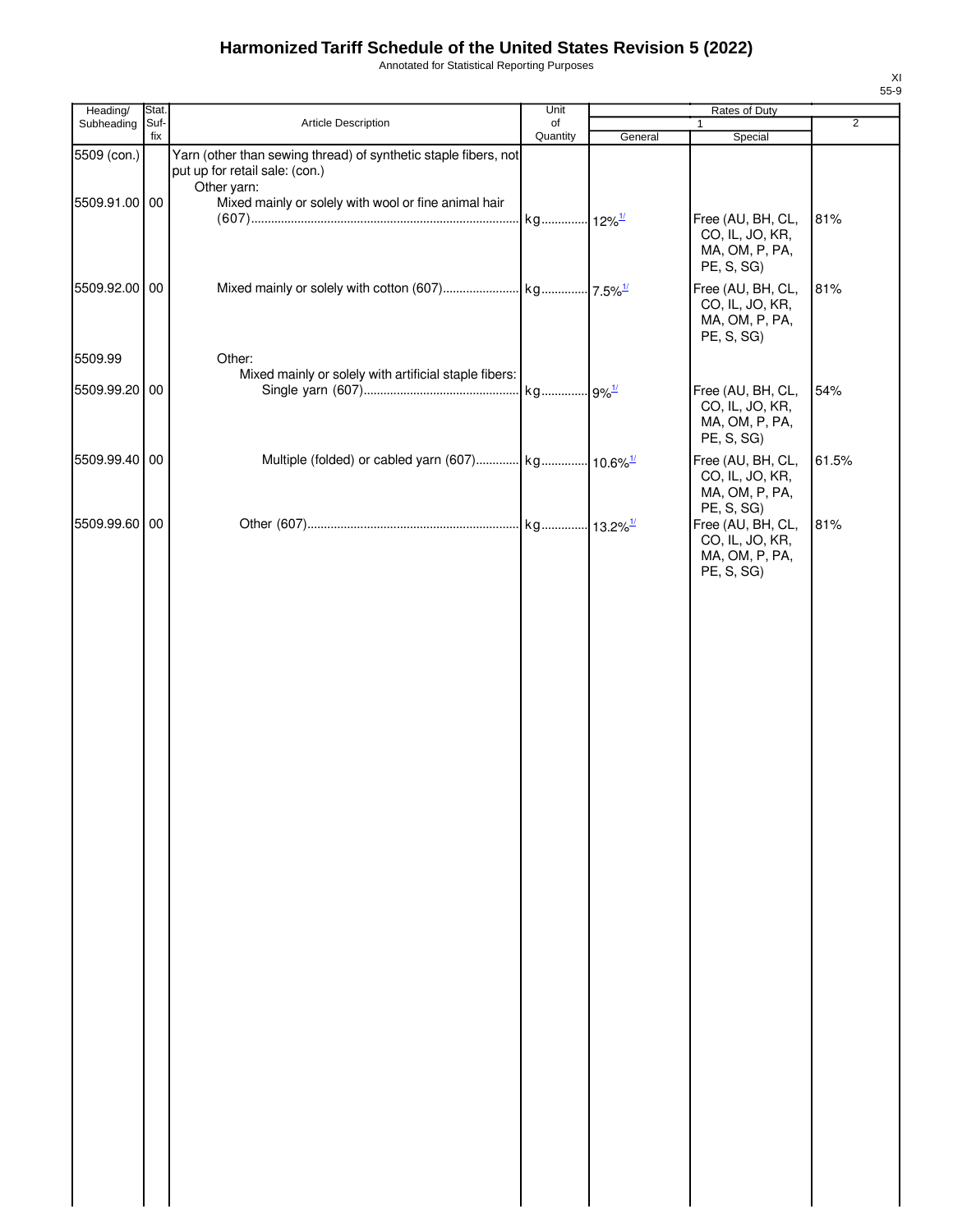# Harmonized Tariff Schedule of the United States Revision 5 (2022)

Annotated for Statistical Reporting Purposes

| Heading/ Subheading | Stat. Suf- fix | Article Description | Unit of Quantity | Rates of Duty 1 General | Special | 2 |
|---|---|---|---|---|---|---|
| 5509 (con.) | | Yarn (other than sewing thread) of synthetic staple fibers, not put up for retail sale: (con.) | | | | |
| | | Other yarn: | | | | |
| 5509.91.00 | 00 | Mixed mainly or solely with wool or fine animal hair (607) | kg | 12%[1/] | Free (AU, BH, CL, CO, IL, JO, KR, MA, OM, P, PA, PE, S, SG) | 81% |
| 5509.92.00 | 00 | Mixed mainly or solely with cotton (607) | kg | 7.5%[1/] | Free (AU, BH, CL, CO, IL, JO, KR, MA, OM, P, PA, PE, S, SG) | 81% |
| 5509.99 | | Other: | | | | |
| | | Mixed mainly or solely with artificial staple fibers: | | | | |
| 5509.99.20 | 00 | Single yarn (607) | kg | 9%[1/] | Free (AU, BH, CL, CO, IL, JO, KR, MA, OM, P, PA, PE, S, SG) | 54% |
| 5509.99.40 | 00 | Multiple (folded) or cabled yarn (607) | kg | 10.6%[1/] | Free (AU, BH, CL, CO, IL, JO, KR, MA, OM, P, PA, PE, S, SG) | 61.5% |
| 5509.99.60 | 00 | Other (607) | kg | 13.2%[1/] | Free (AU, BH, CL, CO, IL, JO, KR, MA, OM, P, PA, PE, S, SG) | 81% |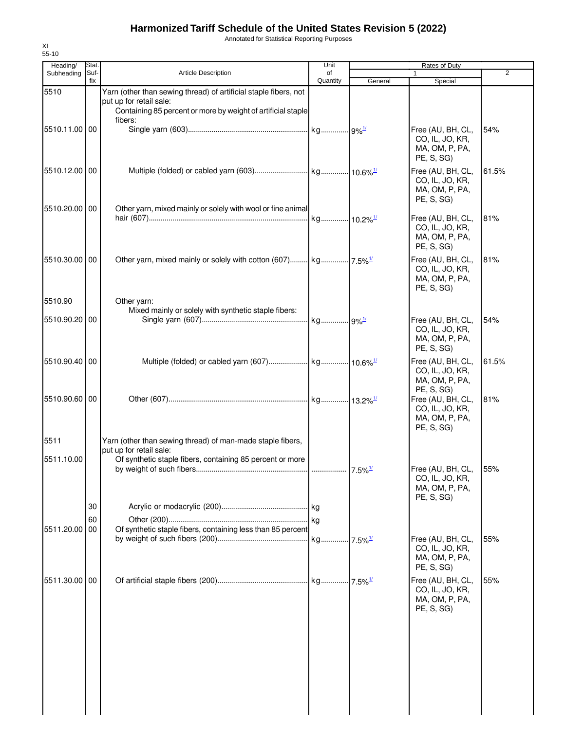# Harmonized Tariff Schedule of the United States Revision 5 (2022)

Annotated for Statistical Reporting Purposes

XI
55-10

| Heading/ Subheading | Stat. Suf- fix | Article Description | Unit of Quantity | Rates of Duty 1 General | Special | 2 |
|---|---|---|---|---|---|---|
| 5510 | | Yarn (other than sewing thread) of artificial staple fibers, not put up for retail sale: | | | | |
| | | Containing 85 percent or more by weight of artificial staple fibers: | | | | |
| 5510.11.00 | 00 | Single yarn (603) | kg | 9%[1/] | Free (AU, BH, CL, CO, IL, JO, KR, MA, OM, P, PA, PE, S, SG) | 54% |
| 5510.12.00 | 00 | Multiple (folded) or cabled yarn (603) | kg | 10.6%[1/] | Free (AU, BH, CL, CO, IL, JO, KR, MA, OM, P, PA, PE, S, SG) | 61.5% |
| 5510.20.00 | 00 | Other yarn, mixed mainly or solely with wool or fine animal hair (607) | kg | 10.2%[1/] | Free (AU, BH, CL, CO, IL, JO, KR, MA, OM, P, PA, PE, S, SG) | 81% |
| 5510.30.00 | 00 | Other yarn, mixed mainly or solely with cotton (607) | kg | 7.5%[1/] | Free (AU, BH, CL, CO, IL, JO, KR, MA, OM, P, PA, PE, S, SG) | 81% |
| 5510.90 | | Other yarn: | | | | |
| | | Mixed mainly or solely with synthetic staple fibers: | | | | |
| 5510.90.20 | 00 | Single yarn (607) | kg | 9%[1/] | Free (AU, BH, CL, CO, IL, JO, KR, MA, OM, P, PA, PE, S, SG) | 54% |
| 5510.90.40 | 00 | Multiple (folded) or cabled yarn (607) | kg | 10.6%[1/] | Free (AU, BH, CL, CO, IL, JO, KR, MA, OM, P, PA, PE, S, SG) | 61.5% |
| 5510.90.60 | 00 | Other (607) | kg | 13.2%[1/] | Free (AU, BH, CL, CO, IL, JO, KR, MA, OM, P, PA, PE, S, SG) | 81% |
| 5511 | | Yarn (other than sewing thread) of man-made staple fibers, put up for retail sale: | | | | |
| 5511.10.00 | | Of synthetic staple fibers, containing 85 percent or more by weight of such fibers | | 7.5%[1/] | Free (AU, BH, CL, CO, IL, JO, KR, MA, OM, P, PA, PE, S, SG) | 55% |
| | 30 | Acrylic or modacrylic (200) | kg | | | |
| | 60 | Other (200) | kg | | | |
| 5511.20.00 | 00 | Of synthetic staple fibers, containing less than 85 percent by weight of such fibers (200) | kg | 7.5%[1/] | Free (AU, BH, CL, CO, IL, JO, KR, MA, OM, P, PA, PE, S, SG) | 55% |
| 5511.30.00 | 00 | Of artificial staple fibers (200) | kg | 7.5%[1/] | Free (AU, BH, CL, CO, IL, JO, KR, MA, OM, P, PA, PE, S, SG) | 55% |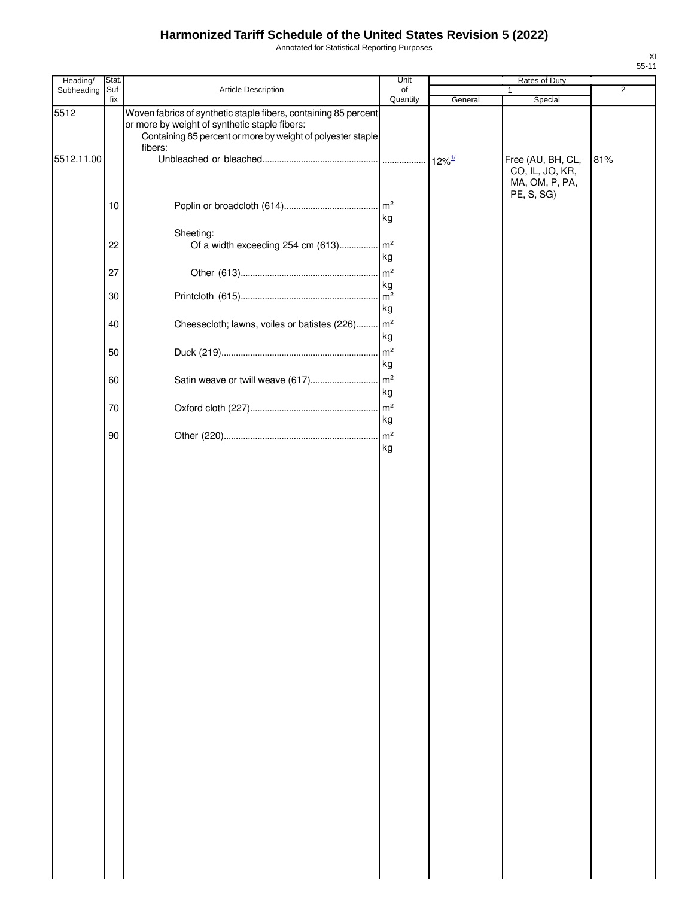# Harmonized Tariff Schedule of the United States Revision 5 (2022)

Annotated for Statistical Reporting Purposes

| Heading/ Subheading | Stat. Suf- fix | Article Description | Unit of Quantity | Rates of Duty 1 General | Rates of Duty 1 Special | Rates of Duty 2 |
|---|---|---|---|---|---|---|
| 5512 | | Woven fabrics of synthetic staple fibers, containing 85 percent or more by weight of synthetic staple fibers: | | | | |
| | | Containing 85 percent or more by weight of polyester staple fibers: | | | | |
| 5512.11.00 | | Unbleached or bleached | | 12%[1/] | Free (AU, BH, CL, CO, IL, JO, KR, MA, OM, P, PA, PE, S, SG) | 81% |
| | 10 | Poplin or broadcloth (614) | $m^2$ kg | | | |
| | | Sheeting: | | | | |
| | 22 | Of a width exceeding 254 cm (613) | $m^2$ kg | | | |
| | 27 | Other (613) | $m^2$ kg | | | |
| | 30 | Printcloth (615) | $m^2$ kg | | | |
| | 40 | Cheesecloth; lawns, voiles or batistes (226) | $m^2$ kg | | | |
| | 50 | Duck (219) | $m^2$ kg | | | |
| | 60 | Satin weave or twill weave (617) | $m^2$ kg | | | |
| | 70 | Oxford cloth (227) | $m^2$ kg | | | |
| | 90 | Other (220) | $m^2$ kg | | | |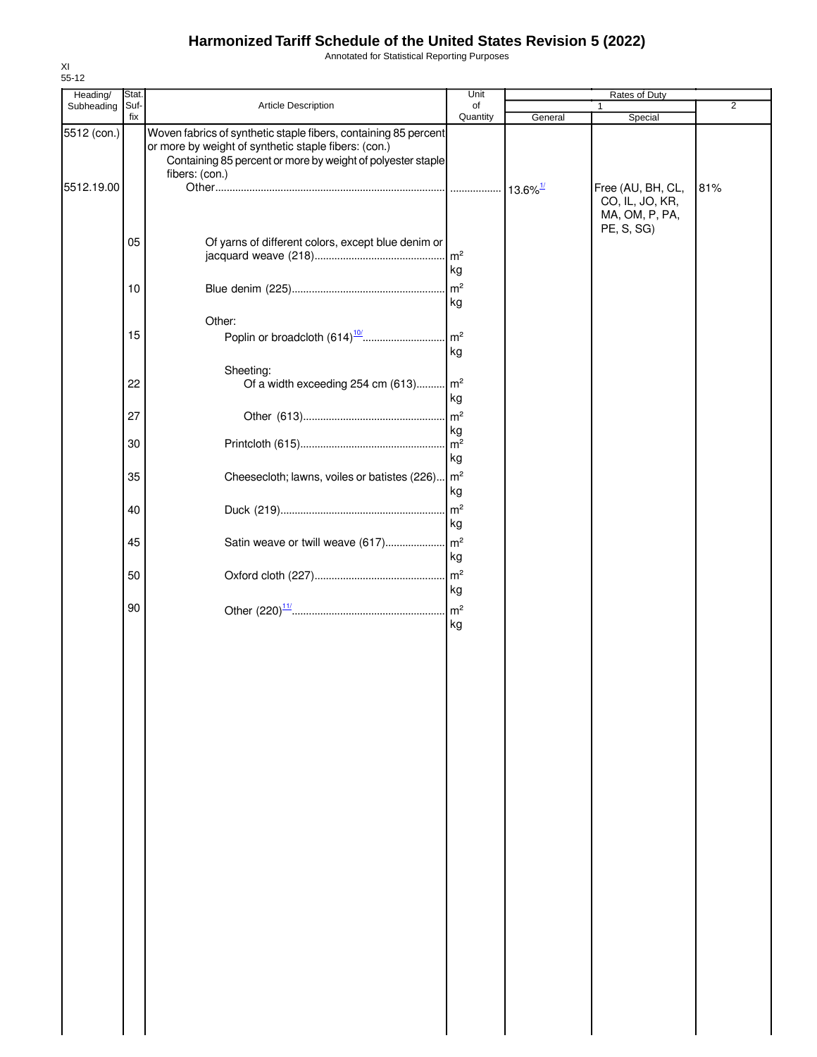# Harmonized Tariff Schedule of the United States Revision 5 (2022)

Annotated for Statistical Reporting Purposes

XI
55-12

| Heading/ Subheading | Stat. Suf- fix | Article Description | Unit of Quantity | Rates of Duty 1 General | Special | 2 |
|---|---|---|---|---|---|---|
| 5512 (con.) | | Woven fabrics of synthetic staple fibers, containing 85 percent or more by weight of synthetic staple fibers: (con.) | | | | |
| | | Containing 85 percent or more by weight of polyester staple fibers: (con.) | | | | |
| 5512.19.00 | | Other | | 13.6%[1/] | Free (AU, BH, CL, CO, IL, JO, KR, MA, OM, P, PA, PE, S, SG) | 81% |
| | 05 | Of yarns of different colors, except blue denim or jacquard weave (218) | $m^2$ kg | | | |
| | 10 | Blue denim (225) | $m^2$ kg | | | |
| | | Other: | | | | |
| | 15 | Poplin or broadcloth (614)[10/] | $m^2$ kg | | | |
| | | Sheeting: | | | | |
| | 22 | Of a width exceeding 254 cm (613) | $m^2$ kg | | | |
| | 27 | Other (613) | $m^2$ kg | | | |
| | 30 | Printcloth (615) | $m^2$ kg | | | |
| | 35 | Cheesecloth; lawns, voiles or batistes (226) | $m^2$ kg | | | |
| | 40 | Duck (219) | $m^2$ kg | | | |
| | 45 | Satin weave or twill weave (617) | $m^2$ kg | | | |
| | 50 | Oxford cloth (227) | $m^2$ kg | | | |
| | 90 | Other (220)[11/] | $m^2$ kg | | | |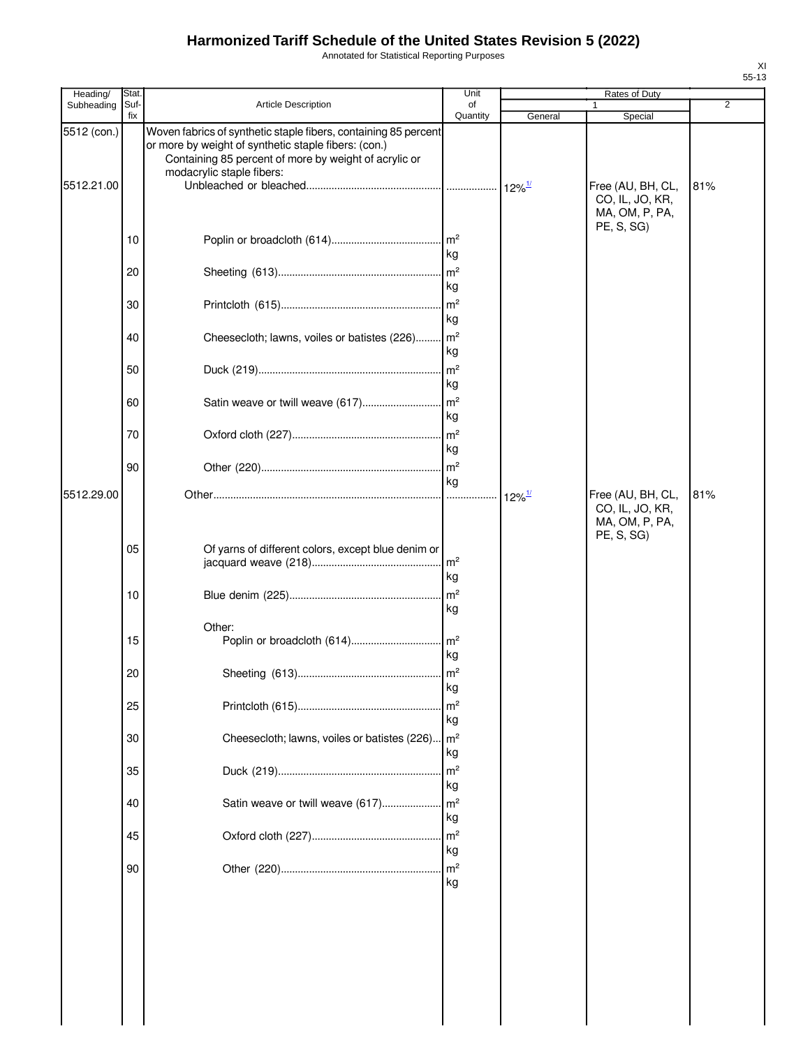# Harmonized Tariff Schedule of the United States Revision 5 (2022)

Annotated for Statistical Reporting Purposes

XI
55-13

| Heading/ Subheading | Stat. Suf- fix | Article Description | Unit of Quantity | Rates of Duty 1 General | Special | 2 |
|---|---|---|---|---|---|---|
| 5512 (con.) | | Woven fabrics of synthetic staple fibers, containing 85 percent or more by weight of synthetic staple fibers: (con.) | | | | |
| | | Containing 85 percent of more by weight of acrylic or modacrylic staple fibers: | | | | |
| 5512.21.00 | | Unbleached or bleached | | 12%[1/] | Free (AU, BH, CL, CO, IL, JO, KR, MA, OM, P, PA, PE, S, SG) | 81% |
| | 10 | Poplin or broadcloth (614) | m² kg | | | |
| | 20 | Sheeting (613) | m² kg | | | |
| | 30 | Printcloth (615) | m² kg | | | |
| | 40 | Cheesecloth; lawns, voiles or batistes (226) | m² kg | | | |
| | 50 | Duck (219) | m² kg | | | |
| | 60 | Satin weave or twill weave (617) | m² kg | | | |
| | 70 | Oxford cloth (227) | m² kg | | | |
| | 90 | Other (220) | m² kg | | | |
| 5512.29.00 | | Other | | 12%[1/] | Free (AU, BH, CL, CO, IL, JO, KR, MA, OM, P, PA, PE, S, SG) | 81% |
| | 05 | Of yarns of different colors, except blue denim or jacquard weave (218) | m² kg | | | |
| | 10 | Blue denim (225) | m² kg | | | |
| | | Other: | | | | |
| | 15 | Poplin or broadcloth (614) | m² kg | | | |
| | 20 | Sheeting (613) | m² kg | | | |
| | 25 | Printcloth (615) | m² kg | | | |
| | 30 | Cheesecloth; lawns, voiles or batistes (226) | m² kg | | | |
| | 35 | Duck (219) | m² kg | | | |
| | 40 | Satin weave or twill weave (617) | m² kg | | | |
| | 45 | Oxford cloth (227) | m² kg | | | |
| | 90 | Other (220) | m² kg | | | |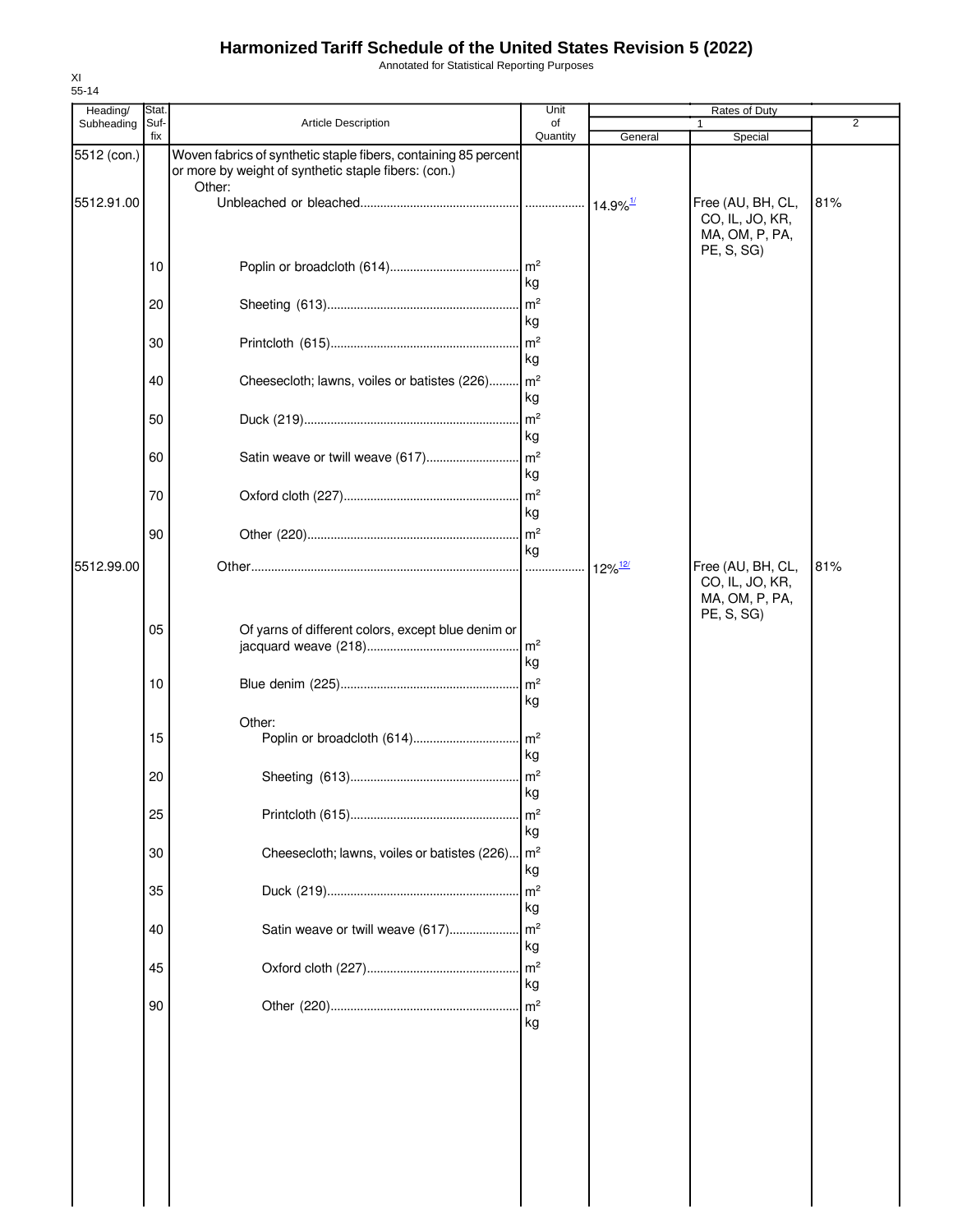# Harmonized Tariff Schedule of the United States Revision 5 (2022)

Annotated for Statistical Reporting Purposes

XI
55-14

| Heading/ Subheading | Stat. Suf- fix | Article Description | Unit of Quantity | Rates of Duty | | |
|---|---|---|---|---|---|---|
| | | | | 1 | | 2 |
| | | | | General | Special | |
| 5512 (con.) | | Woven fabrics of synthetic staple fibers, containing 85 percent or more by weight of synthetic staple fibers: (con.) | | | | |
| | | Other: | | | | |
| 5512.91.00 | | Unbleached or bleached | | 14.9%[1/] | Free (AU, BH, CL, CO, IL, JO, KR, MA, OM, P, PA, PE, S, SG) | 81% |
| | 10 | Poplin or broadcloth (614) | m² kg | | | |
| | 20 | Sheeting (613) | m² kg | | | |
| | 30 | Printcloth (615) | m² kg | | | |
| | 40 | Cheesecloth; lawns, voiles or batistes (226) | m² kg | | | |
| | 50 | Duck (219) | m² kg | | | |
| | 60 | Satin weave or twill weave (617) | m² kg | | | |
| | 70 | Oxford cloth (227) | m² kg | | | |
| | 90 | Other (220) | m² kg | | | |
| 5512.99.00 | | Other | | 12%[12/] | Free (AU, BH, CL, CO, IL, JO, KR, MA, OM, P, PA, PE, S, SG) | 81% |
| | 05 | Of yarns of different colors, except blue denim or jacquard weave (218) | m² kg | | | |
| | 10 | Blue denim (225) | m² kg | | | |
| | | Other: | | | | |
| | 15 | Poplin or broadcloth (614) | m² kg | | | |
| | 20 | Sheeting (613) | m² kg | | | |
| | 25 | Printcloth (615) | m² kg | | | |
| | 30 | Cheesecloth; lawns, voiles or batistes (226) | m² kg | | | |
| | 35 | Duck (219) | m² kg | | | |
| | 40 | Satin weave or twill weave (617) | m² kg | | | |
| | 45 | Oxford cloth (227) | m² kg | | | |
| | 90 | Other (220) | m² kg | | | |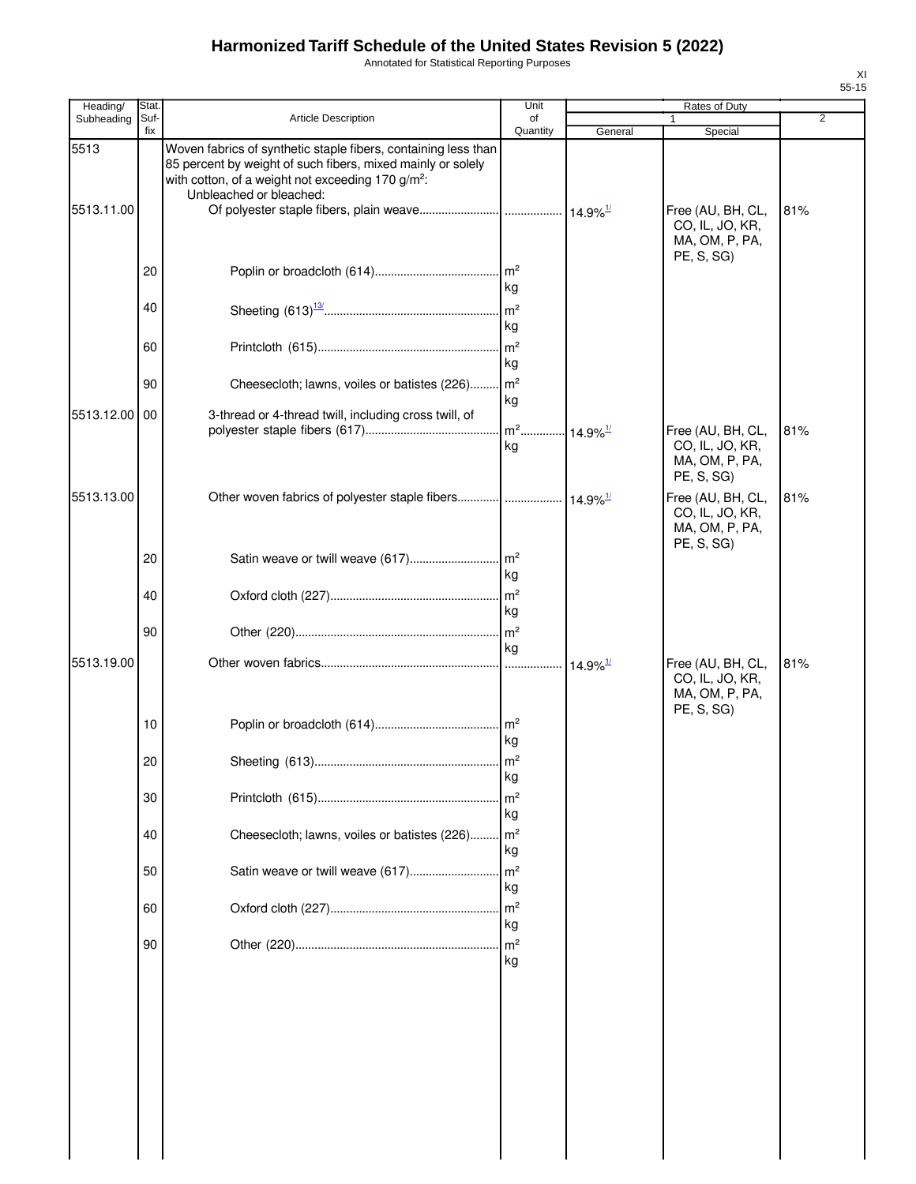# Harmonized Tariff Schedule of the United States Revision 5 (2022)

Annotated for Statistical Reporting Purposes

XI
55-15

| Heading/ Subheading | Stat. Suf-fix | Article Description | Unit of Quantity | Rates of Duty 1 General | Rates of Duty 1 Special | Rates of Duty 2 |
|---|---|---|---|---|---|---|
| 5513 | | Woven fabrics of synthetic staple fibers, containing less than 85 percent by weight of such fibers, mixed mainly or solely with cotton, of a weight not exceeding 170 g/m²: | | | | |
| | | Unbleached or bleached: | | | | |
| 5513.11.00 | | Of polyester staple fibers, plain weave | | 14.9%[1/] | Free (AU, BH, CL, CO, IL, JO, KR, MA, OM, P, PA, PE, S, SG) | 81% |
| | 20 | Poplin or broadcloth (614) | m² kg | | | |
| | 40 | Sheeting (613)[13/] | m² kg | | | |
| | 60 | Printcloth (615) | m² kg | | | |
| | 90 | Cheesecloth; lawns, voiles or batistes (226) | m² kg | | | |
| 5513.12.00 | 00 | 3-thread or 4-thread twill, including cross twill, of polyester staple fibers (617) | m² kg | 14.9%[1/] | Free (AU, BH, CL, CO, IL, JO, KR, MA, OM, P, PA, PE, S, SG) | 81% |
| 5513.13.00 | | Other woven fabrics of polyester staple fibers | | 14.9%[1/] | Free (AU, BH, CL, CO, IL, JO, KR, MA, OM, P, PA, PE, S, SG) | 81% |
| | 20 | Satin weave or twill weave (617) | m² kg | | | |
| | 40 | Oxford cloth (227) | m² kg | | | |
| | 90 | Other (220) | m² kg | | | |
| 5513.19.00 | | Other woven fabrics | | 14.9%[1/] | Free (AU, BH, CL, CO, IL, JO, KR, MA, OM, P, PA, PE, S, SG) | 81% |
| | 10 | Poplin or broadcloth (614) | m² kg | | | |
| | 20 | Sheeting (613) | m² kg | | | |
| | 30 | Printcloth (615) | m² kg | | | |
| | 40 | Cheesecloth; lawns, voiles or batistes (226) | m² kg | | | |
| | 50 | Satin weave or twill weave (617) | m² kg | | | |
| | 60 | Oxford cloth (227) | m² kg | | | |
| | 90 | Other (220) | m² kg | | | |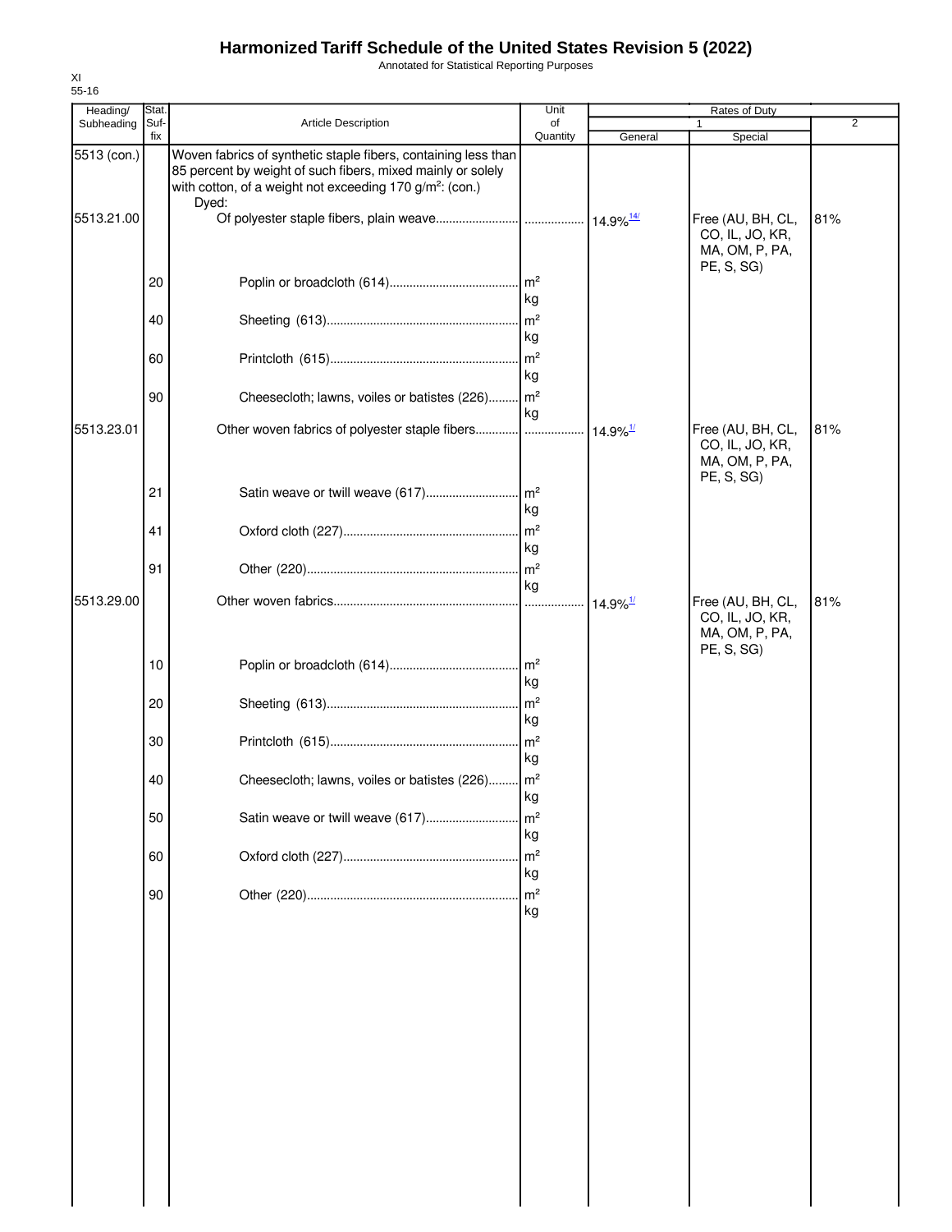# Harmonized Tariff Schedule of the United States Revision 5 (2022)

Annotated for Statistical Reporting Purposes

XI
55-16

| Heading/ Subheading | Stat. Suf- fix | Article Description | Unit of Quantity | Rates of Duty | | |
|---|---|---|---|---|---|---|
| | | | | 1 | | 2 |
| | | | | General | Special | |
| 5513 (con.) | | Woven fabrics of synthetic staple fibers, containing less than 85 percent by weight of such fibers, mixed mainly or solely with cotton, of a weight not exceeding 170 g/m²: (con.) | | | | |
| | | Dyed: | | | | |
| 5513.21.00 | | Of polyester staple fibers, plain weave | | 14.9%[14/] | Free (AU, BH, CL, CO, IL, JO, KR, MA, OM, P, PA, PE, S, SG) | 81% |
| | 20 | Poplin or broadcloth (614) | m² kg | | | |
| | 40 | Sheeting (613) | m² kg | | | |
| | 60 | Printcloth (615) | m² kg | | | |
| | 90 | Cheesecloth; lawns, voiles or batistes (226) | m² kg | | | |
| 5513.23.01 | | Other woven fabrics of polyester staple fibers | | 14.9%[1/] | Free (AU, BH, CL, CO, IL, JO, KR, MA, OM, P, PA, PE, S, SG) | 81% |
| | 21 | Satin weave or twill weave (617) | m² kg | | | |
| | 41 | Oxford cloth (227) | m² kg | | | |
| | 91 | Other (220) | m² kg | | | |
| 5513.29.00 | | Other woven fabrics | | 14.9%[1/] | Free (AU, BH, CL, CO, IL, JO, KR, MA, OM, P, PA, PE, S, SG) | 81% |
| | 10 | Poplin or broadcloth (614) | m² kg | | | |
| | 20 | Sheeting (613) | m² kg | | | |
| | 30 | Printcloth (615) | m² kg | | | |
| | 40 | Cheesecloth; lawns, voiles or batistes (226) | m² kg | | | |
| | 50 | Satin weave or twill weave (617) | m² kg | | | |
| | 60 | Oxford cloth (227) | m² kg | | | |
| | 90 | Other (220) | m² kg | | | |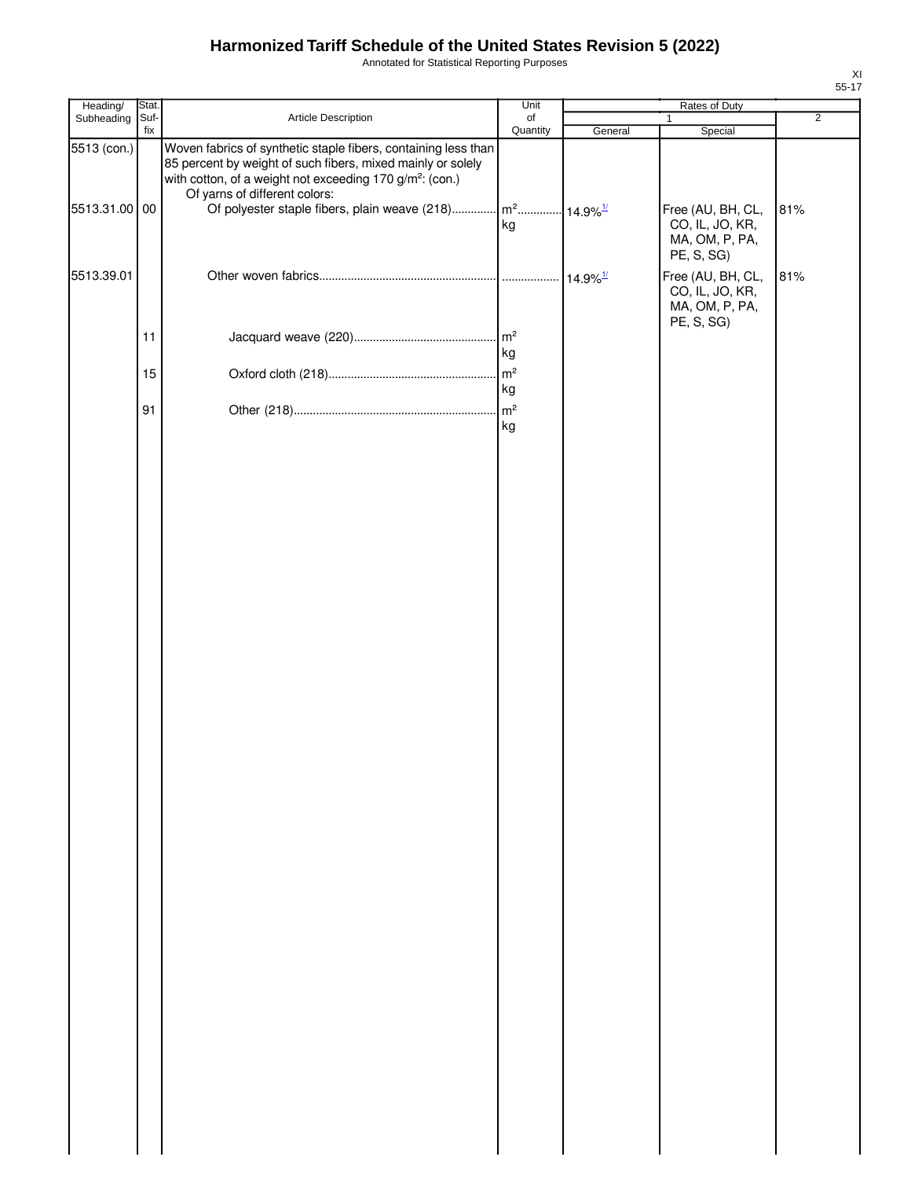# Harmonized Tariff Schedule of the United States Revision 5 (2022)

Annotated for Statistical Reporting Purposes

| Heading/ Subheading | Stat. Suf- fix | Article Description | Unit of Quantity | Rates of Duty 1 General | Special | 2 |
|---|---|---|---|---|---|---|
| 5513 (con.) | | Woven fabrics of synthetic staple fibers, containing less than 85 percent by weight of such fibers, mixed mainly or solely with cotton, of a weight not exceeding 170 g/m²: (con.) | | | | |
| | | Of yarns of different colors: | | | | |
| 5513.31.00 | 00 | Of polyester staple fibers, plain weave (218) | m² kg | 14.9%[1/] | Free (AU, BH, CL, CO, IL, JO, KR, MA, OM, P, PA, PE, S, SG) | 81% |
| 5513.39.01 | | Other woven fabrics | | 14.9%[1/] | Free (AU, BH, CL, CO, IL, JO, KR, MA, OM, P, PA, PE, S, SG) | 81% |
| | 11 | Jacquard weave (220) | m² kg | | | |
| | 15 | Oxford cloth (218) | m² kg | | | |
| | 91 | Other (218) | m² kg | | | |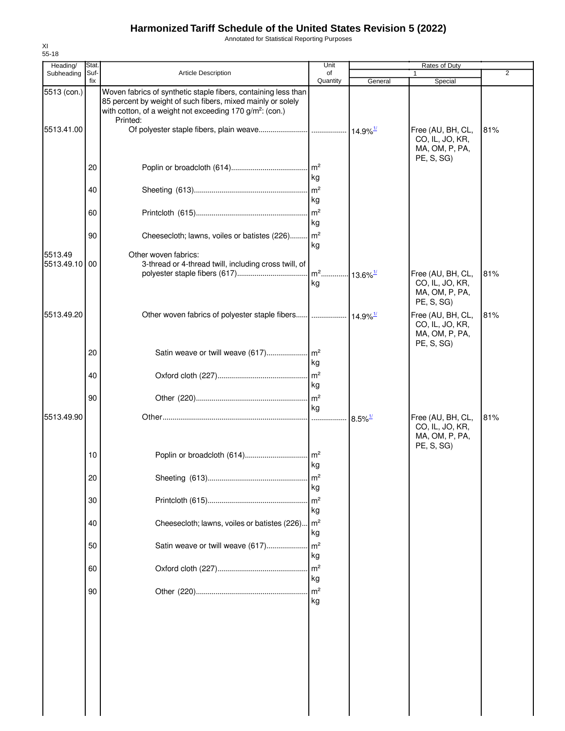# Harmonized Tariff Schedule of the United States Revision 5 (2022)

Annotated for Statistical Reporting Purposes

XI
55-18

| Heading/ Subheading | Stat. Suf- fix | Article Description | Unit of Quantity | Rates of Duty 1 General | 1 Special | 2 |
|---|---|---|---|---|---|---|
| 5513 (con.) | | Woven fabrics of synthetic staple fibers, containing less than 85 percent by weight of such fibers, mixed mainly or solely with cotton, of a weight not exceeding 170 g/m²: (con.) | | | | |
| | | Printed: | | | | |
| 5513.41.00 | | Of polyester staple fibers, plain weave | | 14.9%[1/] | Free (AU, BH, CL, CO, IL, JO, KR, MA, OM, P, PA, PE, S, SG) | 81% |
| | 20 | Poplin or broadcloth (614) | m² kg | | | |
| | 40 | Sheeting (613) | m² kg | | | |
| | 60 | Printcloth (615) | m² kg | | | |
| | 90 | Cheesecloth; lawns, voiles or batistes (226) | m² kg | | | |
| 5513.49 | | Other woven fabrics: | | | | |
| 5513.49.10 | 00 | 3-thread or 4-thread twill, including cross twill, of polyester staple fibers (617) | m² kg | 13.6%[1/] | Free (AU, BH, CL, CO, IL, JO, KR, MA, OM, P, PA, PE, S, SG) | 81% |
| 5513.49.20 | | Other woven fabrics of polyester staple fibers | | 14.9%[1/] | Free (AU, BH, CL, CO, IL, JO, KR, MA, OM, P, PA, PE, S, SG) | 81% |
| | 20 | Satin weave or twill weave (617) | m² kg | | | |
| | 40 | Oxford cloth (227) | m² kg | | | |
| | 90 | Other (220) | m² kg | | | |
| 5513.49.90 | | Other | | 8.5%[1/] | Free (AU, BH, CL, CO, IL, JO, KR, MA, OM, P, PA, PE, S, SG) | 81% |
| | 10 | Poplin or broadcloth (614) | m² kg | | | |
| | 20 | Sheeting (613) | m² kg | | | |
| | 30 | Printcloth (615) | m² kg | | | |
| | 40 | Cheesecloth; lawns, voiles or batistes (226) | m² kg | | | |
| | 50 | Satin weave or twill weave (617) | m² kg | | | |
| | 60 | Oxford cloth (227) | m² kg | | | |
| | 90 | Other (220) | m² kg | | | |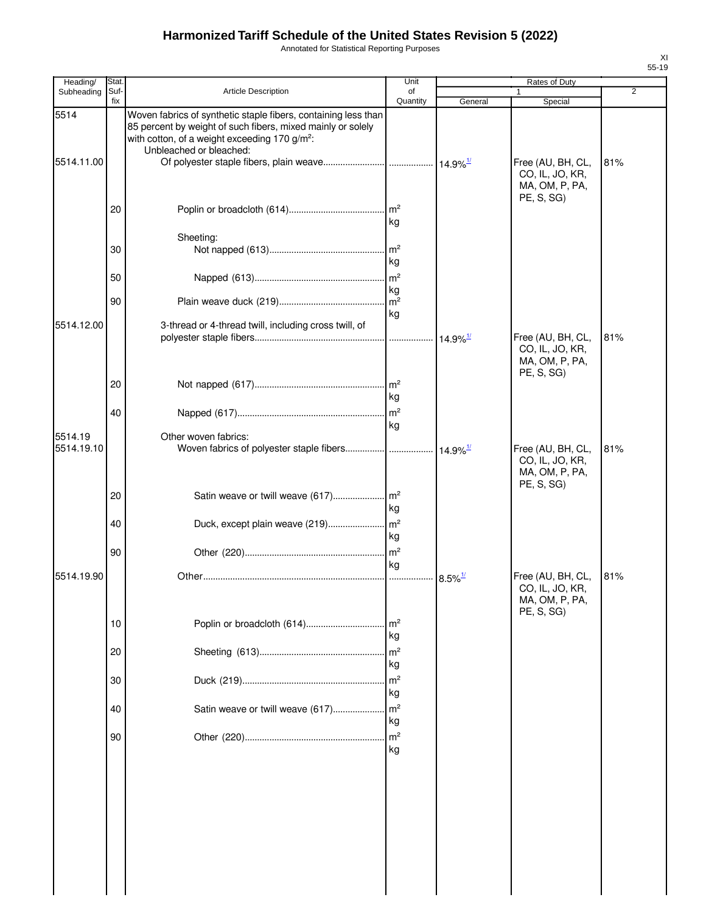# Harmonized Tariff Schedule of the United States Revision 5 (2022)

Annotated for Statistical Reporting Purposes

XI
55-19

| Heading/ Subheading | Stat. Suf- fix | Article Description | Unit of Quantity | Rates of Duty | | |
|---|---|---|---|---|---|---|
| | | | | 1 | | 2 |
| | | | | General | Special | |
| 5514 | | Woven fabrics of synthetic staple fibers, containing less than 85 percent by weight of such fibers, mixed mainly or solely with cotton, of a weight exceeding 170 g/m²: | | | | |
| | | Unbleached or bleached: | | | | |
| 5514.11.00 | | Of polyester staple fibers, plain weave | | 14.9%[1/] | Free (AU, BH, CL, CO, IL, JO, KR, MA, OM, P, PA, PE, S, SG) | 81% |
| | 20 | Poplin or broadcloth (614) | m² kg | | | |
| | | Sheeting: | | | | |
| | 30 | Not napped (613) | m² kg | | | |
| | 50 | Napped (613) | m² kg | | | |
| | 90 | Plain weave duck (219) | m² kg | | | |
| 5514.12.00 | | 3-thread or 4-thread twill, including cross twill, of polyester staple fibers | | 14.9%[1/] | Free (AU, BH, CL, CO, IL, JO, KR, MA, OM, P, PA, PE, S, SG) | 81% |
| | 20 | Not napped (617) | m² kg | | | |
| | 40 | Napped (617) | m² kg | | | |
| 5514.19 | | Other woven fabrics: | | | | |
| 5514.19.10 | | Woven fabrics of polyester staple fibers | | 14.9%[1/] | Free (AU, BH, CL, CO, IL, JO, KR, MA, OM, P, PA, PE, S, SG) | 81% |
| | 20 | Satin weave or twill weave (617) | m² kg | | | |
| | 40 | Duck, except plain weave (219) | m² kg | | | |
| | 90 | Other (220) | m² kg | | | |
| 5514.19.90 | | Other | | 8.5%[1/] | Free (AU, BH, CL, CO, IL, JO, KR, MA, OM, P, PA, PE, S, SG) | 81% |
| | 10 | Poplin or broadcloth (614) | m² kg | | | |
| | 20 | Sheeting (613) | m² kg | | | |
| | 30 | Duck (219) | m² kg | | | |
| | 40 | Satin weave or twill weave (617) | m² kg | | | |
| | 90 | Other (220) | m² kg | | | |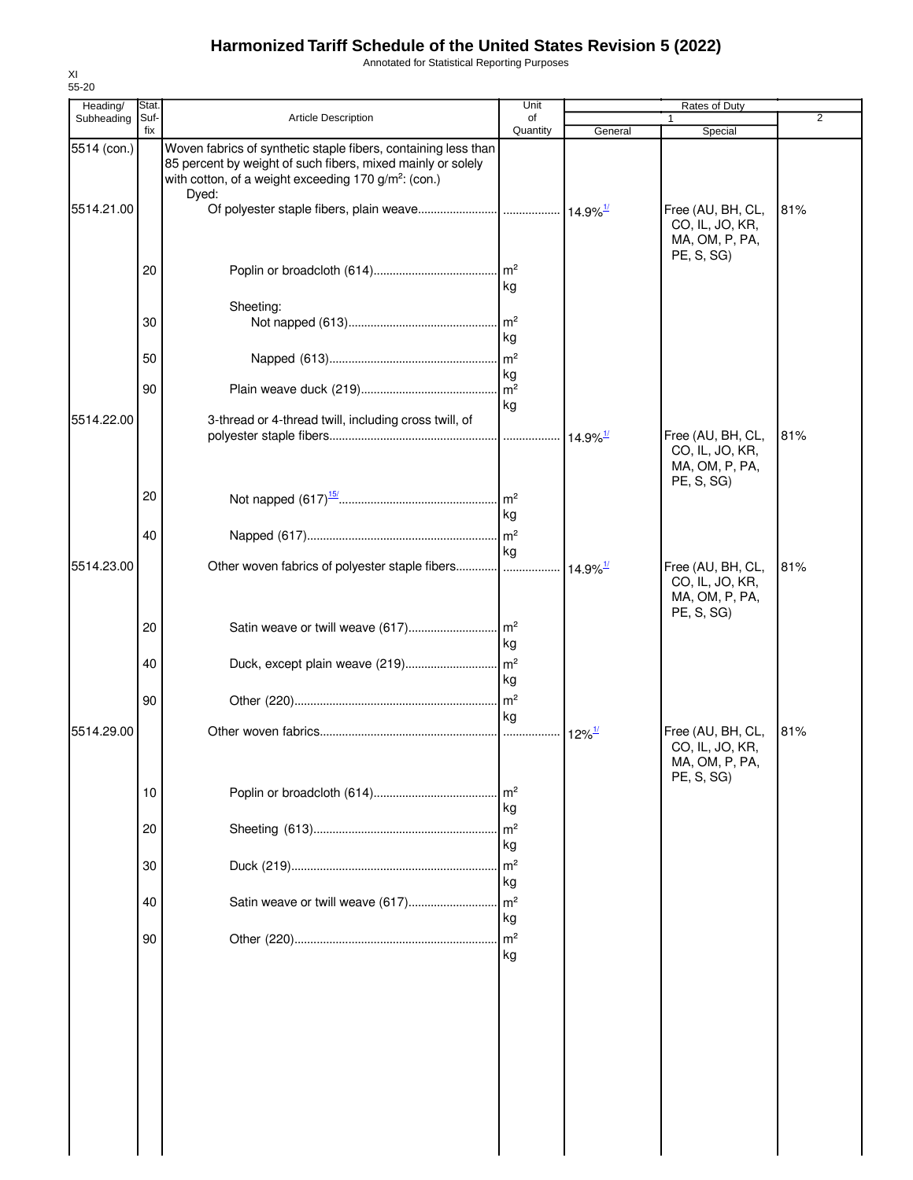# Harmonized Tariff Schedule of the United States Revision 5 (2022)

Annotated for Statistical Reporting Purposes

XI
55-20

| Heading/ Subheading | Stat. Suf-fix | Article Description | Unit of Quantity | Rates of Duty 1 General | Rates of Duty 1 Special | Rates of Duty 2 |
|---|---|---|---|---|---|---|
| 5514 (con.) | | Woven fabrics of synthetic staple fibers, containing less than 85 percent by weight of such fibers, mixed mainly or solely with cotton, of a weight exceeding 170 g/m$^2$: (con.) | | | | |
| | | Dyed: | | | | |
| 5514.21.00 | | Of polyester staple fibers, plain weave | | 14.9%[1/] | Free (AU, BH, CL, CO, IL, JO, KR, MA, OM, P, PA, PE, S, SG) | 81% |
| | 20 | Poplin or broadcloth (614) | m$^2$ kg | | | |
| | | Sheeting: | | | | |
| | 30 | Not napped (613) | m$^2$ kg | | | |
| | 50 | Napped (613) | m$^2$ kg | | | |
| | 90 | Plain weave duck (219) | m$^2$ kg | | | |
| 5514.22.00 | | 3-thread or 4-thread twill, including cross twill, of polyester staple fibers | | 14.9%[1/] | Free (AU, BH, CL, CO, IL, JO, KR, MA, OM, P, PA, PE, S, SG) | 81% |
| | 20 | Not napped (617)[15/] | m$^2$ kg | | | |
| | 40 | Napped (617) | m$^2$ kg | | | |
| 5514.23.00 | | Other woven fabrics of polyester staple fibers | | 14.9%[1/] | Free (AU, BH, CL, CO, IL, JO, KR, MA, OM, P, PA, PE, S, SG) | 81% |
| | 20 | Satin weave or twill weave (617) | m$^2$ kg | | | |
| | 40 | Duck, except plain weave (219) | m$^2$ kg | | | |
| | 90 | Other (220) | m$^2$ kg | | | |
| 5514.29.00 | | Other woven fabrics | | 12%[1/] | Free (AU, BH, CL, CO, IL, JO, KR, MA, OM, P, PA, PE, S, SG) | 81% |
| | 10 | Poplin or broadcloth (614) | m$^2$ kg | | | |
| | 20 | Sheeting (613) | m$^2$ kg | | | |
| | 30 | Duck (219) | m$^2$ kg | | | |
| | 40 | Satin weave or twill weave (617) | m$^2$ kg | | | |
| | 90 | Other (220) | m$^2$ kg | | | |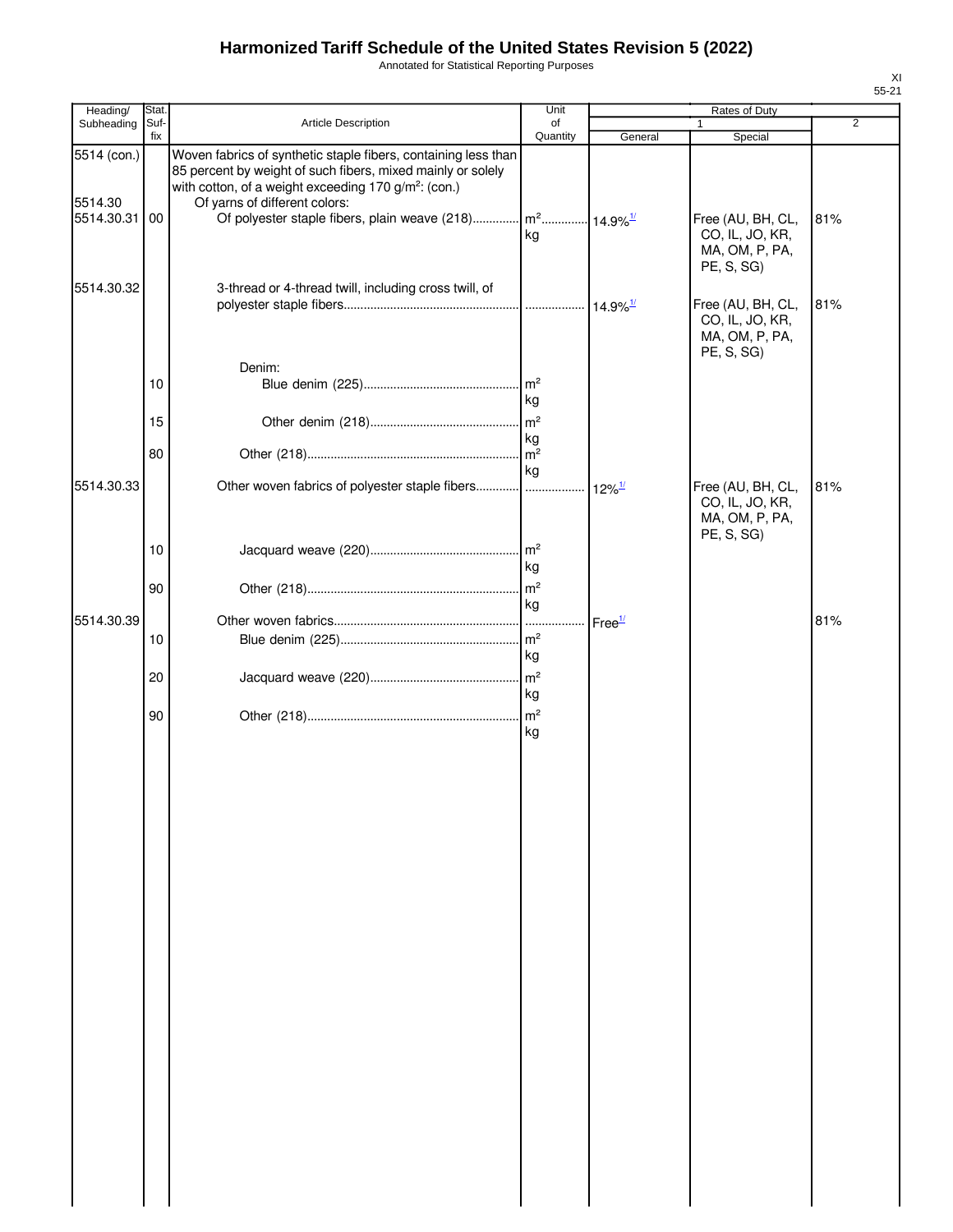# Harmonized Tariff Schedule of the United States Revision 5 (2022)

Annotated for Statistical Reporting Purposes

XI
55-21

| Heading/ Subheading | Stat. Suf- fix | Article Description | Unit of Quantity | Rates of Duty 1 General | Special | 2 |
|---|---|---|---|---|---|---|
| 5514 (con.) | | Woven fabrics of synthetic staple fibers, containing less than 85 percent by weight of such fibers, mixed mainly or solely with cotton, of a weight exceeding 170 g/m²: (con.) | | | | |
| 5514.30 | | Of yarns of different colors: | | | | |
| 5514.30.31 | 00 | Of polyester staple fibers, plain weave (218) | m² kg | 14.9%[1/] | Free (AU, BH, CL, CO, IL, JO, KR, MA, OM, P, PA, PE, S, SG) | 81% |
| 5514.30.32 | | 3-thread or 4-thread twill, including cross twill, of polyester staple fibers | | 14.9%[1/] | Free (AU, BH, CL, CO, IL, JO, KR, MA, OM, P, PA, PE, S, SG) | 81% |
| | | Denim: | | | | |
| | 10 | Blue denim (225) | m² kg | | | |
| | 15 | Other denim (218) | m² kg | | | |
| | 80 | Other (218) | m² kg | | | |
| 5514.30.33 | | Other woven fabrics of polyester staple fibers | | 12%[1/] | Free (AU, BH, CL, CO, IL, JO, KR, MA, OM, P, PA, PE, S, SG) | 81% |
| | 10 | Jacquard weave (220) | m² kg | | | |
| | 90 | Other (218) | m² kg | | | |
| 5514.30.39 | | Other woven fabrics | | Free[1/] | | 81% |
| | 10 | Blue denim (225) | m² kg | | | |
| | 20 | Jacquard weave (220) | m² kg | | | |
| | 90 | Other (218) | m² kg | | | |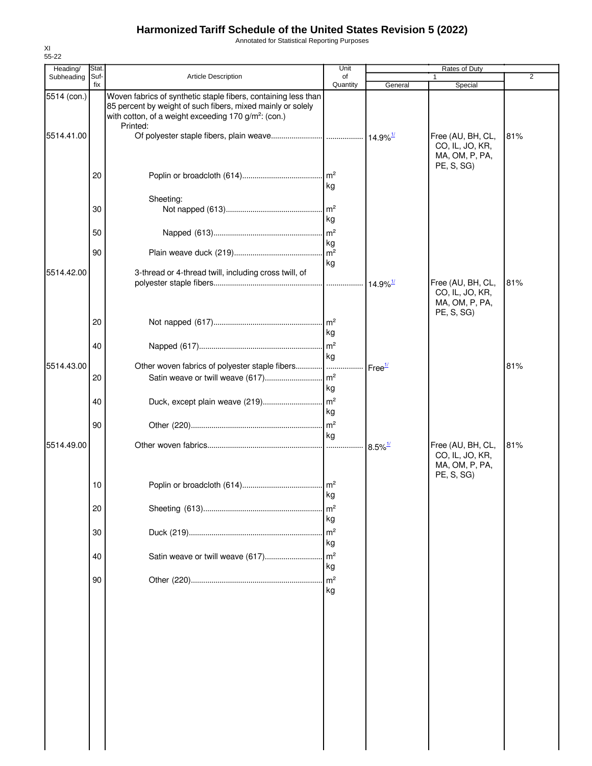# Harmonized Tariff Schedule of the United States Revision 5 (2022)

Annotated for Statistical Reporting Purposes

XI
55-22

| Heading/ Subheading | Stat. Suf- fix | Article Description | Unit of Quantity | Rates of Duty 1 General | Special | 2 |
|---|---|---|---|---|---|---|
| 5514 (con.) | | Woven fabrics of synthetic staple fibers, containing less than 85 percent by weight of such fibers, mixed mainly or solely with cotton, of a weight exceeding 170 g/m²: (con.) | | | | |
| | | Printed: | | | | |
| 5514.41.00 | | Of polyester staple fibers, plain weave | | 14.9%1/ | Free (AU, BH, CL, CO, IL, JO, KR, MA, OM, P, PA, PE, S, SG) | 81% |
| | 20 | Poplin or broadcloth (614) | m² kg | | | |
| | | Sheeting: | | | | |
| | 30 | Not napped (613) | m² kg | | | |
| | 50 | Napped (613) | m² kg | | | |
| | 90 | Plain weave duck (219) | m² kg | | | |
| 5514.42.00 | | 3-thread or 4-thread twill, including cross twill, of polyester staple fibers | | 14.9%1/ | Free (AU, BH, CL, CO, IL, JO, KR, MA, OM, P, PA, PE, S, SG) | 81% |
| | 20 | Not napped (617) | m² kg | | | |
| | 40 | Napped (617) | m² kg | | | |
| 5514.43.00 | | Other woven fabrics of polyester staple fibers | | Free1/ | | 81% |
| | 20 | Satin weave or twill weave (617) | m² kg | | | |
| | 40 | Duck, except plain weave (219) | m² kg | | | |
| | 90 | Other (220) | m² kg | | | |
| 5514.49.00 | | Other woven fabrics | | 8.5%1/ | Free (AU, BH, CL, CO, IL, JO, KR, MA, OM, P, PA, PE, S, SG) | 81% |
| | 10 | Poplin or broadcloth (614) | m² kg | | | |
| | 20 | Sheeting (613) | m² kg | | | |
| | 30 | Duck (219) | m² kg | | | |
| | 40 | Satin weave or twill weave (617) | m² kg | | | |
| | 90 | Other (220) | m² kg | | | |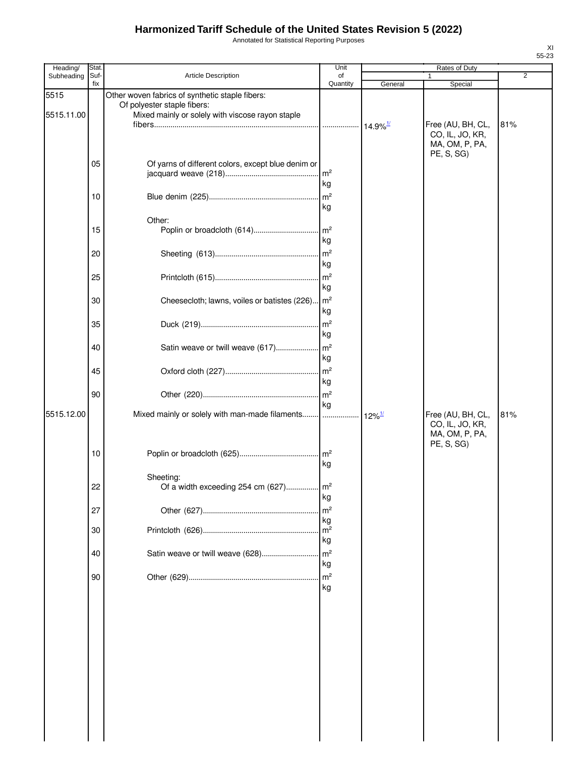# Harmonized Tariff Schedule of the United States Revision 5 (2022)

Annotated for Statistical Reporting Purposes

XI
55-23

| Heading/ Subheading | Stat. Suf- fix | Article Description | Unit of Quantity | Rates of Duty | | |
|---|---|---|---|---|---|---|
| | | | | 1 | | 2 |
| | | | | General | Special | |
| 5515 | | Other woven fabrics of synthetic staple fibers: | | | | |
| | | Of polyester staple fibers: | | | | |
| 5515.11.00 | | Mixed mainly or solely with viscose rayon staple fibers | | 14.9%[1/] | Free (AU, BH, CL, CO, IL, JO, KR, MA, OM, P, PA, PE, S, SG) | 81% |
| | 05 | Of yarns of different colors, except blue denim or jacquard weave (218) | m² kg | | | |
| | 10 | Blue denim (225) | m² kg | | | |
| | | Other: | | | | |
| | 15 | Poplin or broadcloth (614) | m² kg | | | |
| | 20 | Sheeting (613) | m² kg | | | |
| | 25 | Printcloth (615) | m² kg | | | |
| | 30 | Cheesecloth; lawns, voiles or batistes (226) | m² kg | | | |
| | 35 | Duck (219) | m² kg | | | |
| | 40 | Satin weave or twill weave (617) | m² kg | | | |
| | 45 | Oxford cloth (227) | m² kg | | | |
| | 90 | Other (220) | m² kg | | | |
| 5515.12.00 | | Mixed mainly or solely with man-made filaments | | 12%[1/] | Free (AU, BH, CL, CO, IL, JO, KR, MA, OM, P, PA, PE, S, SG) | 81% |
| | 10 | Poplin or broadcloth (625) | m² kg | | | |
| | | Sheeting: | | | | |
| | 22 | Of a width exceeding 254 cm (627) | m² kg | | | |
| | 27 | Other (627) | m² kg | | | |
| | 30 | Printcloth (626) | m² kg | | | |
| | 40 | Satin weave or twill weave (628) | m² kg | | | |
| | 90 | Other (629) | m² kg | | | |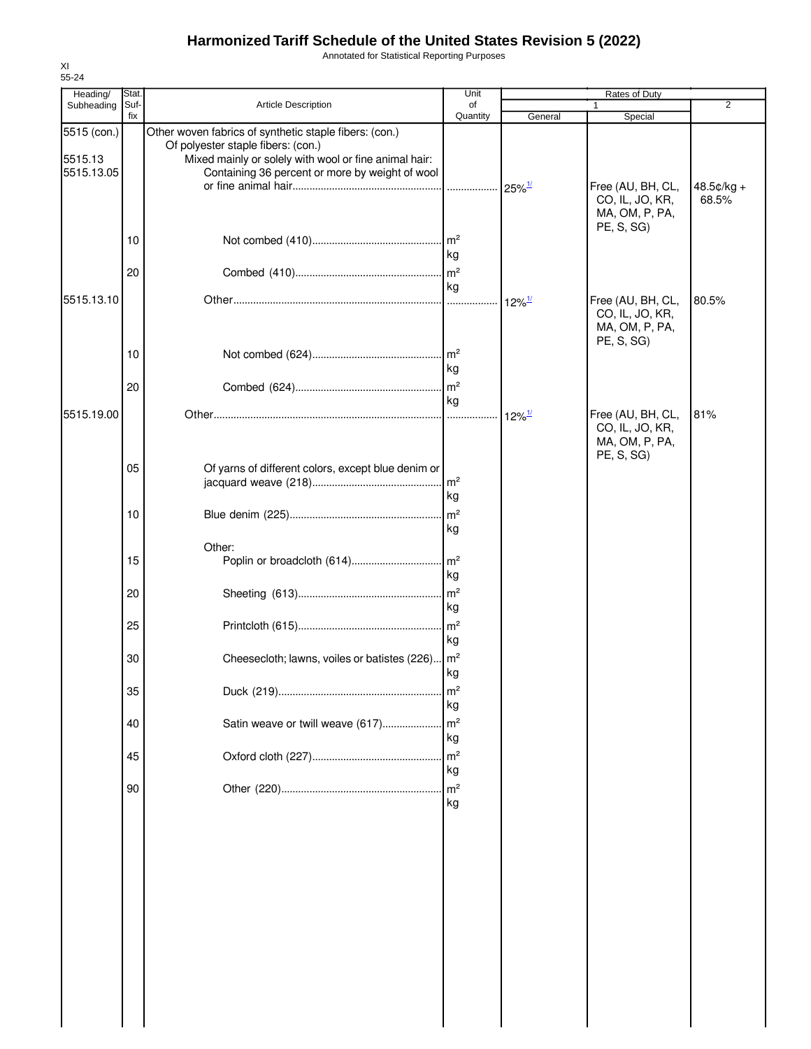# Harmonized Tariff Schedule of the United States Revision 5 (2022)

Annotated for Statistical Reporting Purposes

XI
55-24

| Heading/ Subheading | Stat. Suf- fix | Article Description | Unit of Quantity | Rates of Duty 1 General | Special | 2 |
|---|---|---|---|---|---|---|
| 5515 (con.) | | Other woven fabrics of synthetic staple fibers: (con.) | | | | |
| | | Of polyester staple fibers: (con.) | | | | |
| 5515.13 | | Mixed mainly or solely with wool or fine animal hair: | | | | |
| 5515.13.05 | | Containing 36 percent or more by weight of wool or fine animal hair | | 25%[1/] | Free (AU, BH, CL, CO, IL, JO, KR, MA, OM, P, PA, PE, S, SG) | 48.5¢/kg + 68.5% |
| | 10 | Not combed (410) | m² kg | | | |
| | 20 | Combed (410) | m² kg | | | |
| 5515.13.10 | | Other | | 12%[1/] | Free (AU, BH, CL, CO, IL, JO, KR, MA, OM, P, PA, PE, S, SG) | 80.5% |
| | 10 | Not combed (624) | m² kg | | | |
| | 20 | Combed (624) | m² kg | | | |
| 5515.19.00 | | Other | | 12%[1/] | Free (AU, BH, CL, CO, IL, JO, KR, MA, OM, P, PA, PE, S, SG) | 81% |
| | 05 | Of yarns of different colors, except blue denim or jacquard weave (218) | m² kg | | | |
| | 10 | Blue denim (225) | m² kg | | | |
| | | Other: | | | | |
| | 15 | Poplin or broadcloth (614) | m² kg | | | |
| | 20 | Sheeting (613) | m² kg | | | |
| | 25 | Printcloth (615) | m² kg | | | |
| | 30 | Cheesecloth; lawns, voiles or batistes (226) | m² kg | | | |
| | 35 | Duck (219) | m² kg | | | |
| | 40 | Satin weave or twill weave (617) | m² kg | | | |
| | 45 | Oxford cloth (227) | m² kg | | | |
| | 90 | Other (220) | m² kg | | | |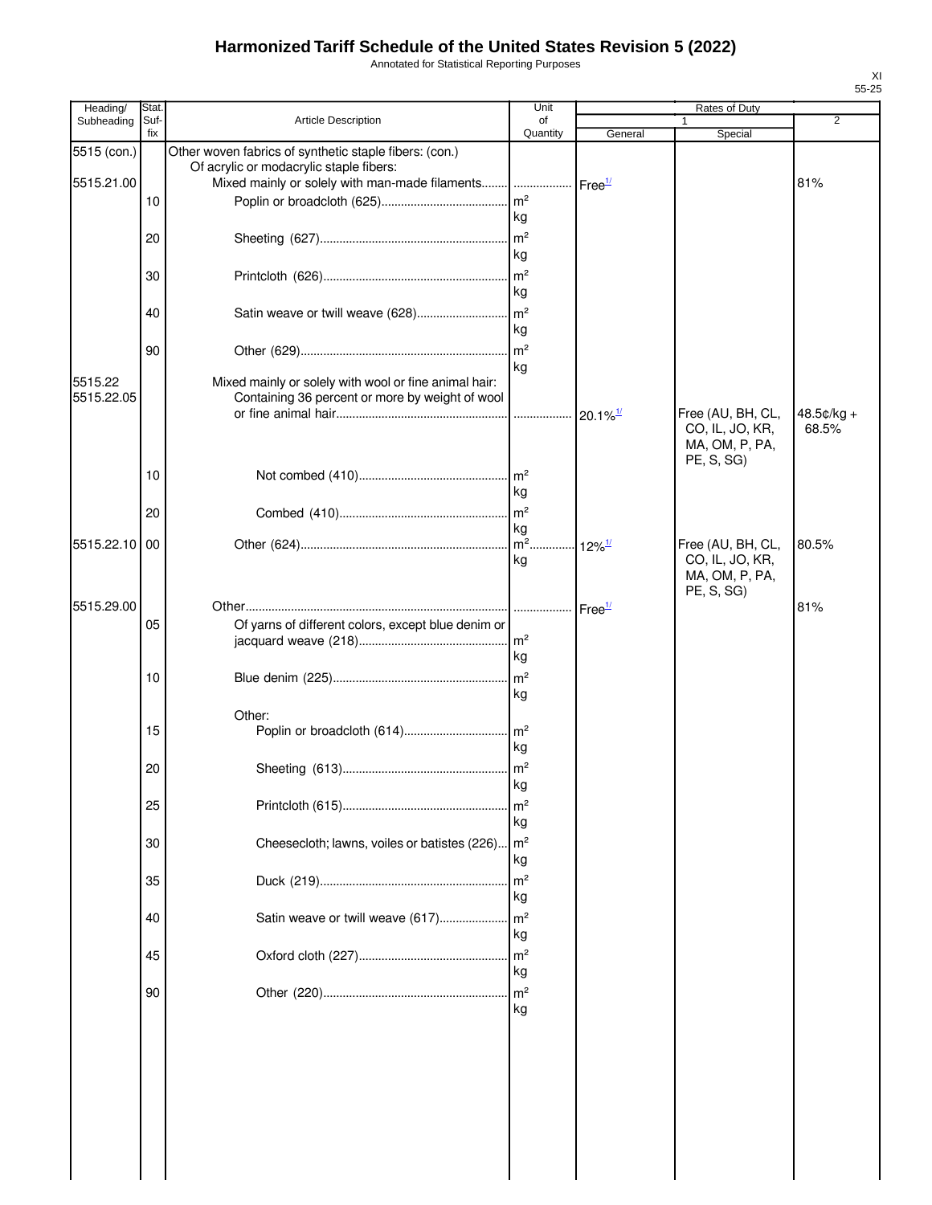# Harmonized Tariff Schedule of the United States Revision 5 (2022)

Annotated for Statistical Reporting Purposes

XI
55-25

| Heading/ Subheading | Stat. Suf- fix | Article Description | Unit of Quantity | Rates of Duty 1 General | Special | 2 |
|---|---|---|---|---|---|---|
| 5515 (con.) | | Other woven fabrics of synthetic staple fibers: (con.) | | | | |
| | | Of acrylic or modacrylic staple fibers: | | | | |
| 5515.21.00 | | Mixed mainly or solely with man-made filaments | | Free[1/] | | 81% |
| | 10 | Poplin or broadcloth (625) | m²<br>kg | | | |
| | 20 | Sheeting (627) | m²<br>kg | | | |
| | 30 | Printcloth (626) | m²<br>kg | | | |
| | 40 | Satin weave or twill weave (628) | m²<br>kg | | | |
| | 90 | Other (629) | m²<br>kg | | | |
| 5515.22 | | Mixed mainly or solely with wool or fine animal hair: | | | | |
| 5515.22.05 | | Containing 36 percent or more by weight of wool or fine animal hair | | 20.1%[1/] | Free (AU, BH, CL, CO, IL, JO, KR, MA, OM, P, PA, PE, S, SG) | 48.5¢/kg + 68.5% |
| | 10 | Not combed (410) | m²<br>kg | | | |
| | 20 | Combed (410) | m²<br>kg | | | |
| 5515.22.10 | 00 | Other (624) | m²<br>kg | 12%[1/] | Free (AU, BH, CL, CO, IL, JO, KR, MA, OM, P, PA, PE, S, SG) | 80.5% |
| 5515.29.00 | | Other | | Free[1/] | | 81% |
| | 05 | Of yarns of different colors, except blue denim or jacquard weave (218) | m²<br>kg | | | |
| | 10 | Blue denim (225) | m²<br>kg | | | |
| | | Other: | | | | |
| | 15 | Poplin or broadcloth (614) | m²<br>kg | | | |
| | 20 | Sheeting (613) | m²<br>kg | | | |
| | 25 | Printcloth (615) | m²<br>kg | | | |
| | 30 | Cheesecloth; lawns, voiles or batistes (226) | m²<br>kg | | | |
| | 35 | Duck (219) | m²<br>kg | | | |
| | 40 | Satin weave or twill weave (617) | m²<br>kg | | | |
| | 45 | Oxford cloth (227) | m²<br>kg | | | |
| | 90 | Other (220) | m²<br>kg | | | |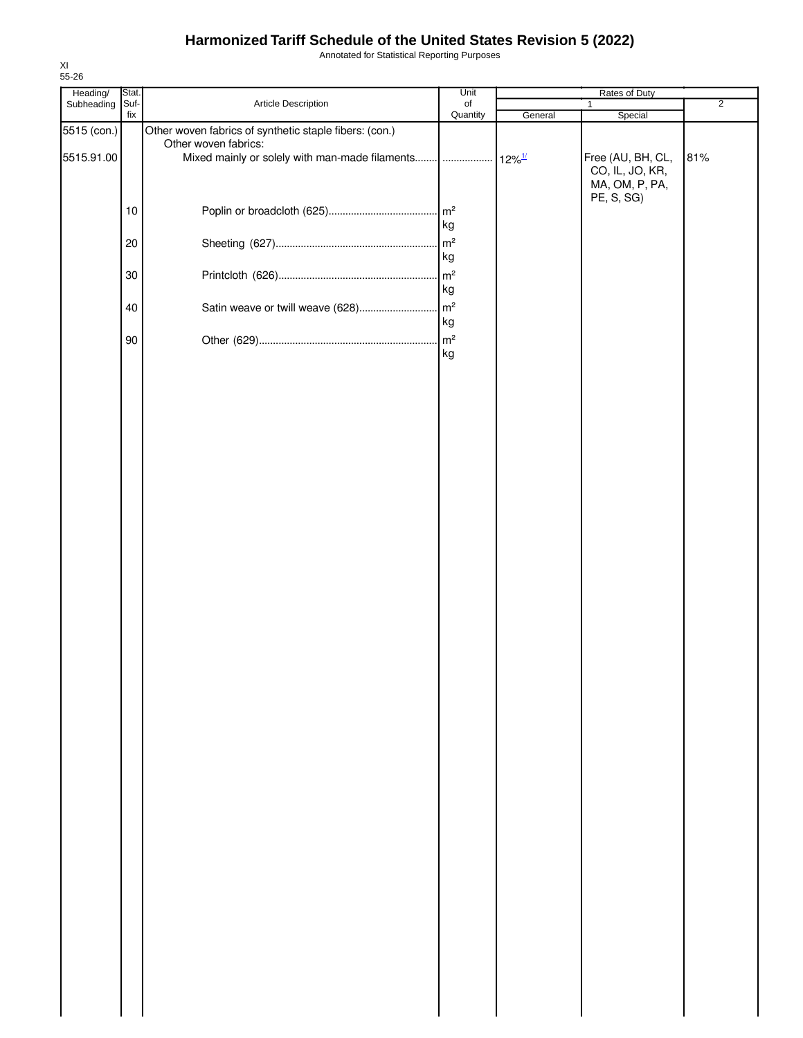# Harmonized Tariff Schedule of the United States Revision 5 (2022)

Annotated for Statistical Reporting Purposes

XI
55-26

| Heading/ Subheading | Stat. Suf-fix | Article Description | Unit of Quantity | Rates of Duty | | |
|---|---|---|---|---|---|---|
| | | | | 1 | | 2 |
| | | | | General | Special | |
| 5515 (con.) | | Other woven fabrics of synthetic staple fibers: (con.) | | | | |
| | | Other woven fabrics: | | | | |
| 5515.91.00 | | Mixed mainly or solely with man-made filaments........ | .................. | 12%[1/] | Free (AU, BH, CL, CO, IL, JO, KR, MA, OM, P, PA, PE, S, SG) | 81% |
| | 10 | Poplin or broadcloth (625)....................................... | $m^2$ kg | | | |
| | 20 | Sheeting (627)........................................................... | $m^2$ kg | | | |
| | 30 | Printcloth (626).......................................................... | $m^2$ kg | | | |
| | 40 | Satin weave or twill weave (628)............................ | $m^2$ kg | | | |
| | 90 | Other (629)................................................................ | $m^2$ kg | | | |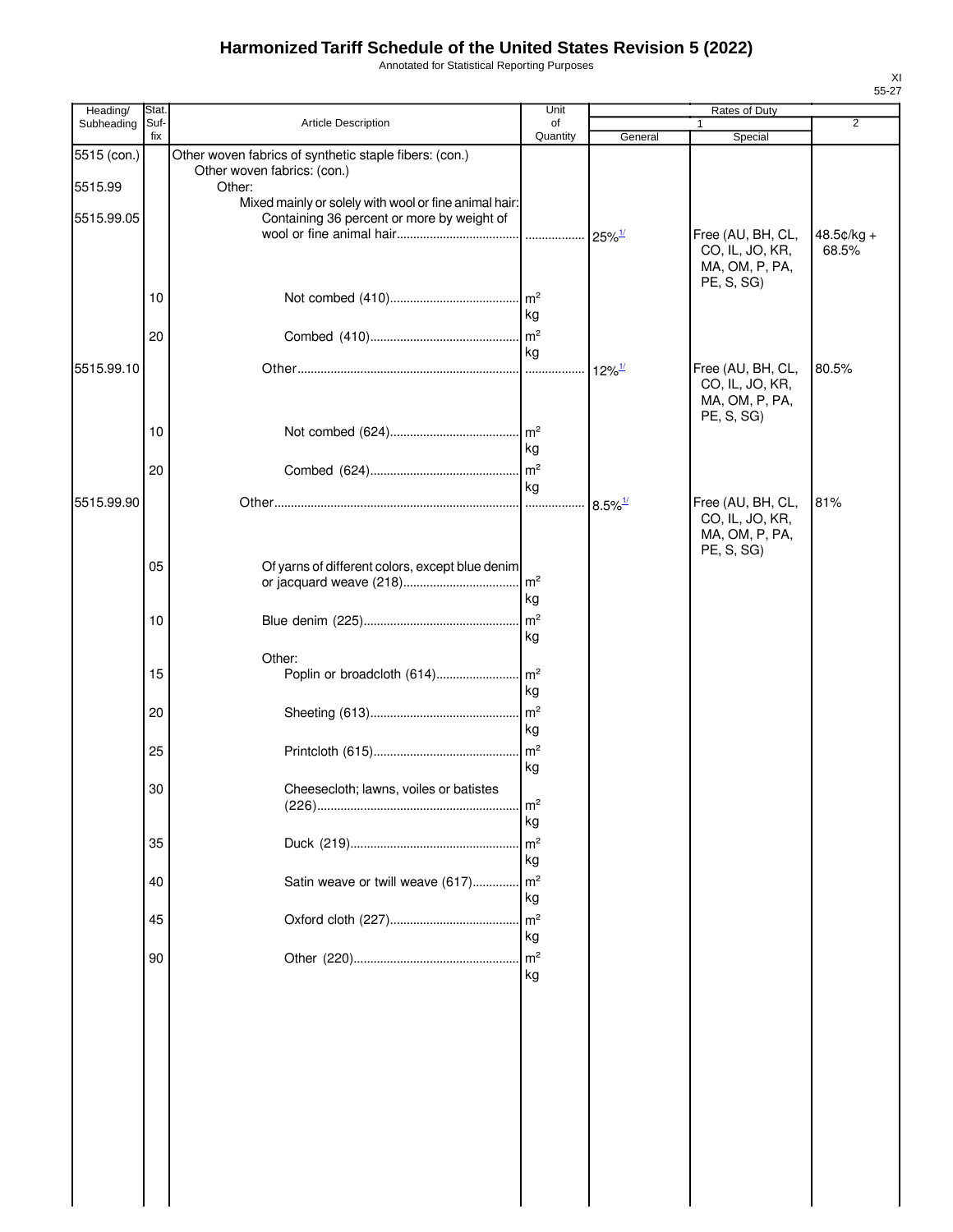# Harmonized Tariff Schedule of the United States Revision 5 (2022)

Annotated for Statistical Reporting Purposes

XI
55-27

| Heading/ Subheading | Stat. Suf- fix | Article Description | Unit of Quantity | Rates of Duty 1 General | Special | 2 |
|---|---|---|---|---|---|---|
| 5515 (con.) | | Other woven fabrics of synthetic staple fibers: (con.) | | | | |
| | | Other woven fabrics: (con.) | | | | |
| 5515.99 | | Other: | | | | |
| | | Mixed mainly or solely with wool or fine animal hair: | | | | |
| 5515.99.05 | | Containing 36 percent or more by weight of wool or fine animal hair | | 25%[1/] | Free (AU, BH, CL, CO, IL, JO, KR, MA, OM, P, PA, PE, S, SG) | 48.5¢/kg + 68.5% |
| | 10 | Not combed (410) | m² kg | | | |
| | 20 | Combed (410) | m² kg | | | |
| 5515.99.10 | | Other | | 12%[1/] | Free (AU, BH, CL, CO, IL, JO, KR, MA, OM, P, PA, PE, S, SG) | 80.5% |
| | 10 | Not combed (624) | m² kg | | | |
| | 20 | Combed (624) | m² kg | | | |
| 5515.99.90 | | Other | | 8.5%[1/] | Free (AU, BH, CL, CO, IL, JO, KR, MA, OM, P, PA, PE, S, SG) | 81% |
| | 05 | Of yarns of different colors, except blue denim or jacquard weave (218) | m² kg | | | |
| | 10 | Blue denim (225) | m² kg | | | |
| | | Other: | | | | |
| | 15 | Poplin or broadcloth (614) | m² kg | | | |
| | 20 | Sheeting (613) | m² kg | | | |
| | 25 | Printcloth (615) | m² kg | | | |
| | 30 | Cheesecloth; lawns, voiles or batistes (226) | m² kg | | | |
| | 35 | Duck (219) | m² kg | | | |
| | 40 | Satin weave or twill weave (617) | m² kg | | | |
| | 45 | Oxford cloth (227) | m² kg | | | |
| | 90 | Other (220) | m² kg | | | |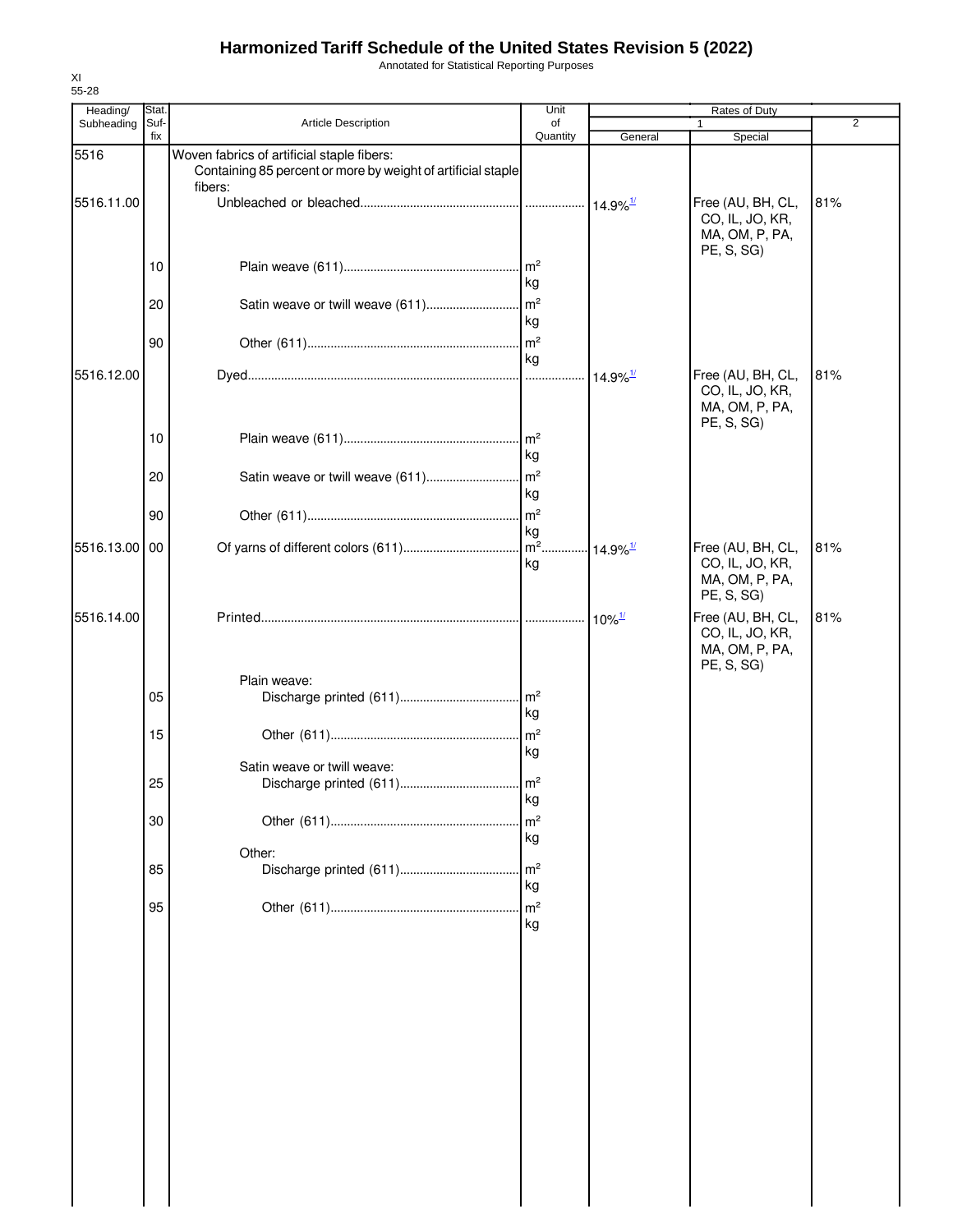# Harmonized Tariff Schedule of the United States Revision 5 (2022)

Annotated for Statistical Reporting Purposes

XI
55-28

| Heading/ Subheading | Stat. Suf- fix | Article Description | Unit of Quantity | Rates of Duty 1 General | Special | 2 |
|---|---|---|---|---|---|---|
| 5516 | | Woven fabrics of artificial staple fibers: | | | | |
| | | Containing 85 percent or more by weight of artificial staple fibers: | | | | |
| 5516.11.00 | | Unbleached or bleached | | 14.9%[1/] | Free (AU, BH, CL, CO, IL, JO, KR, MA, OM, P, PA, PE, S, SG) | 81% |
| | 10 | Plain weave (611) | m² kg | | | |
| | 20 | Satin weave or twill weave (611) | m² kg | | | |
| | 90 | Other (611) | m² kg | | | |
| 5516.12.00 | | Dyed | | 14.9%[1/] | Free (AU, BH, CL, CO, IL, JO, KR, MA, OM, P, PA, PE, S, SG) | 81% |
| | 10 | Plain weave (611) | m² kg | | | |
| | 20 | Satin weave or twill weave (611) | m² kg | | | |
| | 90 | Other (611) | m² kg | | | |
| 5516.13.00 | 00 | Of yarns of different colors (611) | m² kg | 14.9%[1/] | Free (AU, BH, CL, CO, IL, JO, KR, MA, OM, P, PA, PE, S, SG) | 81% |
| 5516.14.00 | | Printed | | 10%[1/] | Free (AU, BH, CL, CO, IL, JO, KR, MA, OM, P, PA, PE, S, SG) | 81% |
| | | Plain weave: | | | | |
| | 05 | Discharge printed (611) | m² kg | | | |
| | 15 | Other (611) | m² kg | | | |
| | | Satin weave or twill weave: | | | | |
| | 25 | Discharge printed (611) | m² kg | | | |
| | 30 | Other (611) | m² kg | | | |
| | | Other: | | | | |
| | 85 | Discharge printed (611) | m² kg | | | |
| | 95 | Other (611) | m² kg | | | |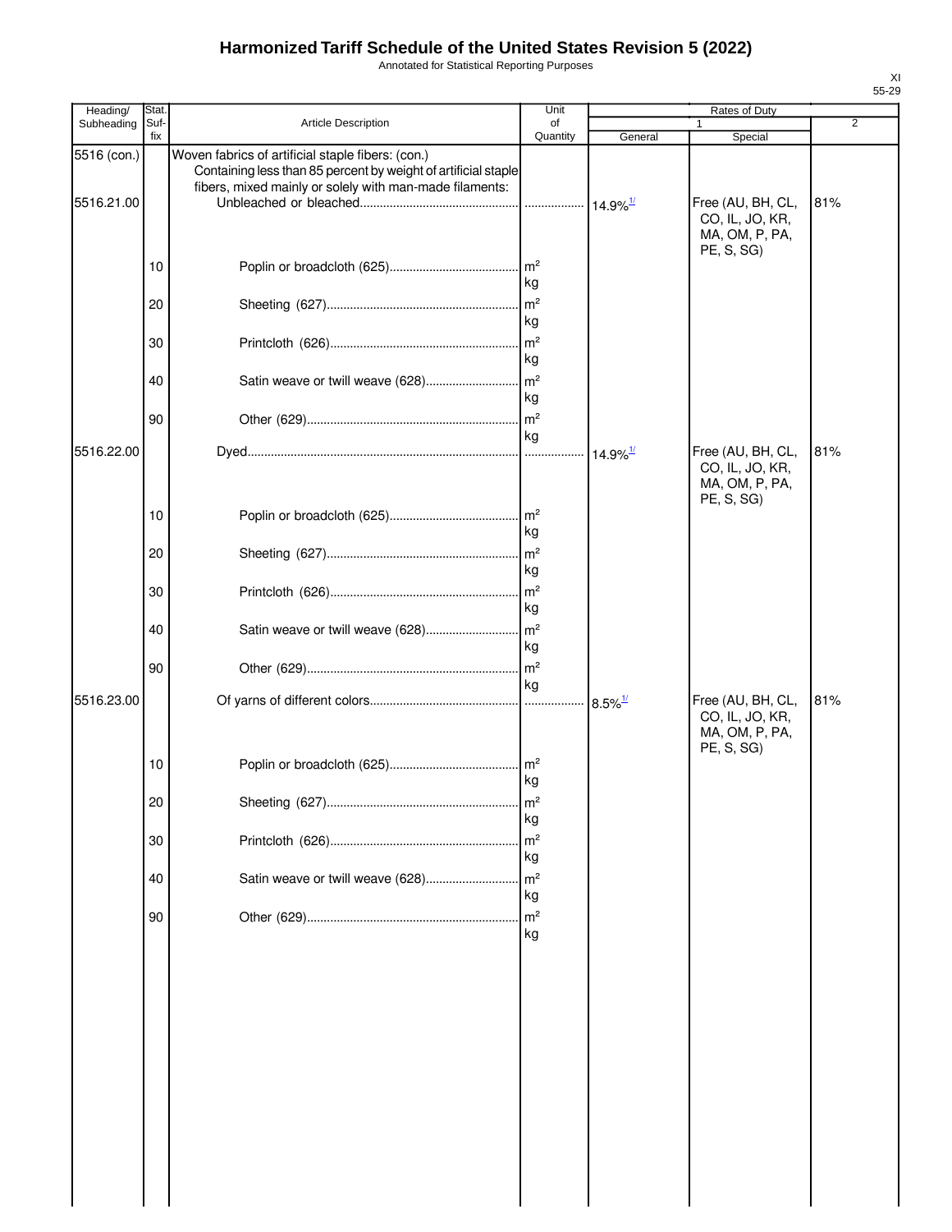# Harmonized Tariff Schedule of the United States Revision 5 (2022)

Annotated for Statistical Reporting Purposes

XI
55-29

| Heading/ Subheading | Stat. Suf- fix | Article Description | Unit of Quantity | Rates of Duty 1 General | Special | 2 |
|---|---|---|---|---|---|---|
| 5516 (con.) | | Woven fabrics of artificial staple fibers: (con.) | | | | |
| | | Containing less than 85 percent by weight of artificial staple fibers, mixed mainly or solely with man-made filaments: | | | | |
| 5516.21.00 | | Unbleached or bleached | | 14.9%[1/] | Free (AU, BH, CL, CO, IL, JO, KR, MA, OM, P, PA, PE, S, SG) | 81% |
| | 10 | Poplin or broadcloth (625) | m² kg | | | |
| | 20 | Sheeting (627) | m² kg | | | |
| | 30 | Printcloth (626) | m² kg | | | |
| | 40 | Satin weave or twill weave (628) | m² kg | | | |
| | 90 | Other (629) | m² kg | | | |
| 5516.22.00 | | Dyed | | 14.9%[1/] | Free (AU, BH, CL, CO, IL, JO, KR, MA, OM, P, PA, PE, S, SG) | 81% |
| | 10 | Poplin or broadcloth (625) | m² kg | | | |
| | 20 | Sheeting (627) | m² kg | | | |
| | 30 | Printcloth (626) | m² kg | | | |
| | 40 | Satin weave or twill weave (628) | m² kg | | | |
| | 90 | Other (629) | m² kg | | | |
| 5516.23.00 | | Of yarns of different colors | | 8.5%[1/] | Free (AU, BH, CL, CO, IL, JO, KR, MA, OM, P, PA, PE, S, SG) | 81% |
| | 10 | Poplin or broadcloth (625) | m² kg | | | |
| | 20 | Sheeting (627) | m² kg | | | |
| | 30 | Printcloth (626) | m² kg | | | |
| | 40 | Satin weave or twill weave (628) | m² kg | | | |
| | 90 | Other (629) | m² kg | | | |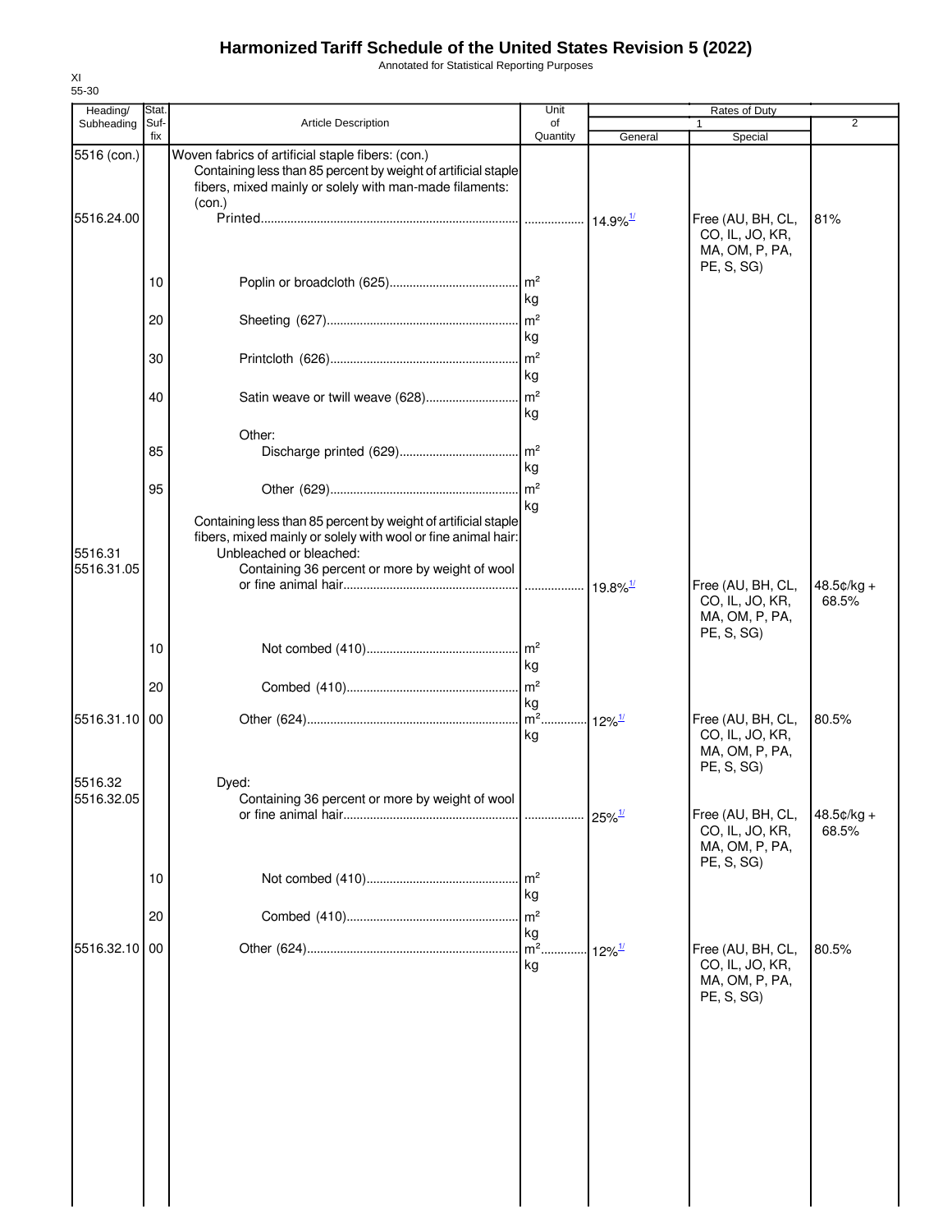# Harmonized Tariff Schedule of the United States Revision 5 (2022)

Annotated for Statistical Reporting Purposes

XI
55-30

| Heading/ Subheading | Stat. Suf- fix | Article Description | Unit of Quantity | Rates of Duty 1 General | Special | 2 |
|---|---|---|---|---|---|---|
| 5516 (con.) | | Woven fabrics of artificial staple fibers: (con.) | | | | |
| | | Containing less than 85 percent by weight of artificial staple fibers, mixed mainly or solely with man-made filaments: (con.) | | | | |
| 5516.24.00 | | Printed | | 14.9%[1/] | Free (AU, BH, CL, CO, IL, JO, KR, MA, OM, P, PA, PE, S, SG) | 81% |
| | 10 | Poplin or broadcloth (625) | m² kg | | | |
| | 20 | Sheeting (627) | m² kg | | | |
| | 30 | Printcloth (626) | m² kg | | | |
| | 40 | Satin weave or twill weave (628) | m² kg | | | |
| | | Other: | | | | |
| | 85 | Discharge printed (629) | m² kg | | | |
| | 95 | Other (629) | m² kg | | | |
| | | Containing less than 85 percent by weight of artificial staple fibers, mixed mainly or solely with wool or fine animal hair: | | | | |
| 5516.31 | | Unbleached or bleached: | | | | |
| 5516.31.05 | | Containing 36 percent or more by weight of wool or fine animal hair | | 19.8%[1/] | Free (AU, BH, CL, CO, IL, JO, KR, MA, OM, P, PA, PE, S, SG) | 48.5¢/kg + 68.5% |
| | 10 | Not combed (410) | m² kg | | | |
| | 20 | Combed (410) | m² kg | | | |
| 5516.31.10 | 00 | Other (624) | m² kg | 12%[1/] | Free (AU, BH, CL, CO, IL, JO, KR, MA, OM, P, PA, PE, S, SG) | 80.5% |
| 5516.32 | | Dyed: | | | | |
| 5516.32.05 | | Containing 36 percent or more by weight of wool or fine animal hair | | 25%[1/] | Free (AU, BH, CL, CO, IL, JO, KR, MA, OM, P, PA, PE, S, SG) | 48.5¢/kg + 68.5% |
| | 10 | Not combed (410) | m² kg | | | |
| | 20 | Combed (410) | m² kg | | | |
| 5516.32.10 | 00 | Other (624) | m² kg | 12%[1/] | Free (AU, BH, CL, CO, IL, JO, KR, MA, OM, P, PA, PE, S, SG) | 80.5% |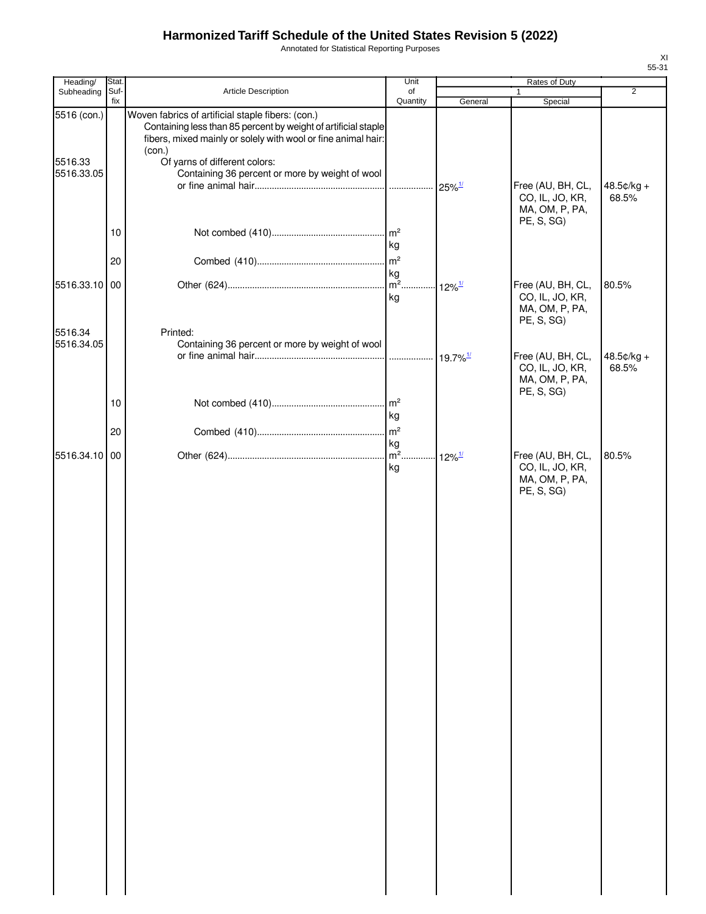# Harmonized Tariff Schedule of the United States Revision 5 (2022)

Annotated for Statistical Reporting Purposes

XI
55-31

| Heading/ Subheading | Stat. Suf- fix | Article Description | Unit of Quantity | Rates of Duty | | |
|---|---|---|---|---|---|---|
| | | | | 1 | | 2 |
| | | | | General | Special | |
| 5516 (con.) | | Woven fabrics of artificial staple fibers: (con.) | | | | |
| | | Containing less than 85 percent by weight of artificial staple fibers, mixed mainly or solely with wool or fine animal hair: (con.) | | | | |
| 5516.33 | | Of yarns of different colors: | | | | |
| 5516.33.05 | | Containing 36 percent or more by weight of wool or fine animal hair | | 25%[1/] | Free (AU, BH, CL, CO, IL, JO, KR, MA, OM, P, PA, PE, S, SG) | 48.5¢/kg + 68.5% |
| | 10 | Not combed (410) | m²<br>kg | | | |
| | 20 | Combed (410) | m²<br>kg | | | |
| 5516.33.10 | 00 | Other (624) | m²<br>kg | 12%[1/] | Free (AU, BH, CL, CO, IL, JO, KR, MA, OM, P, PA, PE, S, SG) | 80.5% |
| 5516.34 | | Printed: | | | | |
| 5516.34.05 | | Containing 36 percent or more by weight of wool or fine animal hair | | 19.7%[1/] | Free (AU, BH, CL, CO, IL, JO, KR, MA, OM, P, PA, PE, S, SG) | 48.5¢/kg + 68.5% |
| | 10 | Not combed (410) | m²<br>kg | | | |
| | 20 | Combed (410) | m²<br>kg | | | |
| 5516.34.10 | 00 | Other (624) | m²<br>kg | 12%[1/] | Free (AU, BH, CL, CO, IL, JO, KR, MA, OM, P, PA, PE, S, SG) | 80.5% |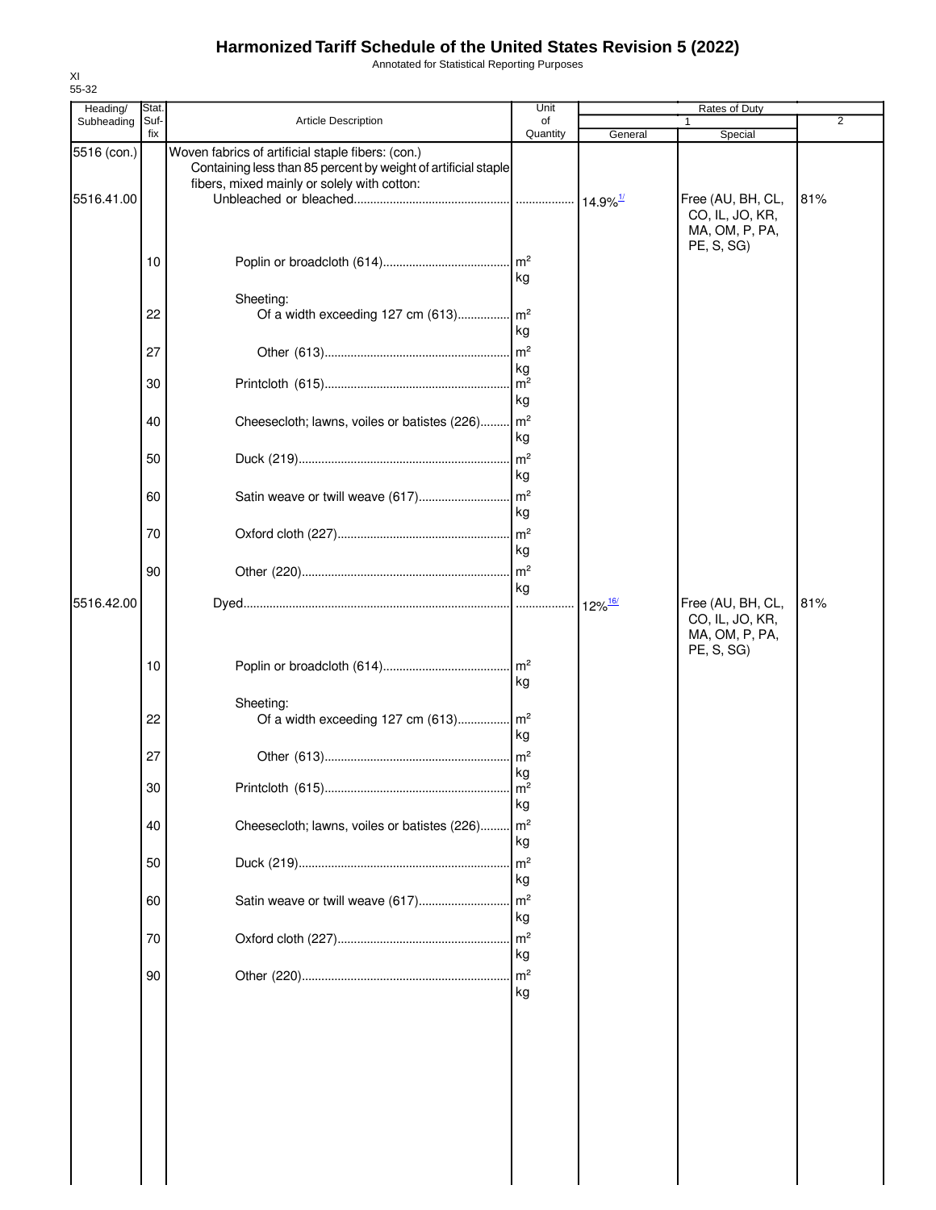# Harmonized Tariff Schedule of the United States Revision 5 (2022)

Annotated for Statistical Reporting Purposes

XI
55-32

| Heading/ Subheading | Stat. Suf- fix | Article Description | Unit of Quantity | Rates of Duty 1 General | Special | 2 |
|---|---|---|---|---|---|---|
| 5516 (con.) | | Woven fabrics of artificial staple fibers: (con.) | | | | |
| | | Containing less than 85 percent by weight of artificial staple fibers, mixed mainly or solely with cotton: | | | | |
| 5516.41.00 | | Unbleached or bleached | | 14.9%[1/] | Free (AU, BH, CL, CO, IL, JO, KR, MA, OM, P, PA, PE, S, SG) | 81% |
| | 10 | Poplin or broadcloth (614) | m² kg | | | |
| | | Sheeting: | | | | |
| | 22 | Of a width exceeding 127 cm (613) | m² kg | | | |
| | 27 | Other (613) | m² kg | | | |
| | 30 | Printcloth (615) | m² kg | | | |
| | 40 | Cheesecloth; lawns, voiles or batistes (226) | m² kg | | | |
| | 50 | Duck (219) | m² kg | | | |
| | 60 | Satin weave or twill weave (617) | m² kg | | | |
| | 70 | Oxford cloth (227) | m² kg | | | |
| | 90 | Other (220) | m² kg | | | |
| 5516.42.00 | | Dyed | | 12%[16/] | Free (AU, BH, CL, CO, IL, JO, KR, MA, OM, P, PA, PE, S, SG) | 81% |
| | 10 | Poplin or broadcloth (614) | m² kg | | | |
| | | Sheeting: | | | | |
| | 22 | Of a width exceeding 127 cm (613) | m² kg | | | |
| | 27 | Other (613) | m² kg | | | |
| | 30 | Printcloth (615) | m² kg | | | |
| | 40 | Cheesecloth; lawns, voiles or batistes (226) | m² kg | | | |
| | 50 | Duck (219) | m² kg | | | |
| | 60 | Satin weave or twill weave (617) | m² kg | | | |
| | 70 | Oxford cloth (227) | m² kg | | | |
| | 90 | Other (220) | m² kg | | | |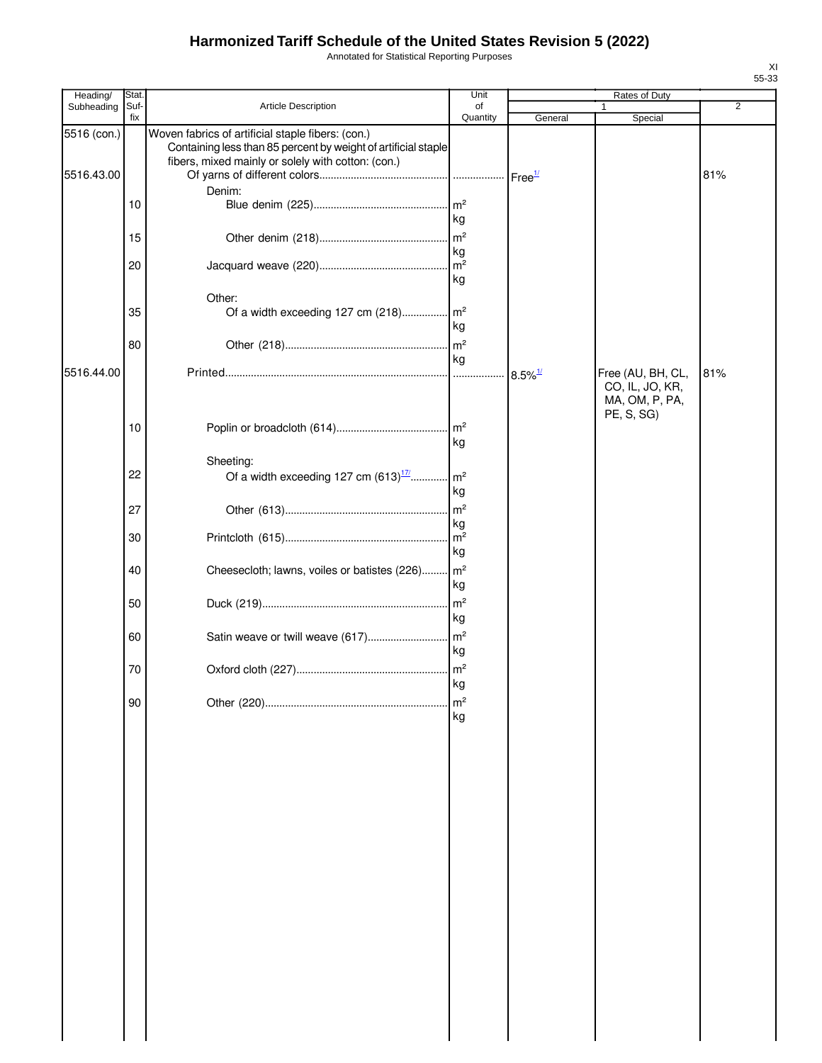# Harmonized Tariff Schedule of the United States Revision 5 (2022)

Annotated for Statistical Reporting Purposes

XI
55-33

| Heading/ Subheading | Stat. Suf- fix | Article Description | Unit of Quantity | Rates of Duty | | |
|---|---|---|---|---|---|---|
| | | | | 1 | | 2 |
| | | | | General | Special | |
| 5516 (con.) | | Woven fabrics of artificial staple fibers: (con.) | | | | |
| | | Containing less than 85 percent by weight of artificial staple fibers, mixed mainly or solely with cotton: (con.) | | | | |
| 5516.43.00 | | Of yarns of different colors | | Free[1/] | | 81% |
| | | Denim: | | | | |
| | 10 | Blue denim (225) | $m^2$ kg | | | |
| | 15 | Other denim (218) | $m^2$ kg | | | |
| | 20 | Jacquard weave (220) | $m^2$ kg | | | |
| | | Other: | | | | |
| | 35 | Of a width exceeding 127 cm (218) | $m^2$ kg | | | |
| | 80 | Other (218) | $m^2$ kg | | | |
| 5516.44.00 | | Printed | | 8.5%[1/] | Free (AU, BH, CL, CO, IL, JO, KR, MA, OM, P, PA, PE, S, SG) | 81% |
| | 10 | Poplin or broadcloth (614) | $m^2$ kg | | | |
| | | Sheeting: | | | | |
| | 22 | Of a width exceeding 127 cm (613)[17/] | $m^2$ kg | | | |
| | 27 | Other (613) | $m^2$ kg | | | |
| | 30 | Printcloth (615) | $m^2$ kg | | | |
| | 40 | Cheesecloth; lawns, voiles or batistes (226) | $m^2$ kg | | | |
| | 50 | Duck (219) | $m^2$ kg | | | |
| | 60 | Satin weave or twill weave (617) | $m^2$ kg | | | |
| | 70 | Oxford cloth (227) | $m^2$ kg | | | |
| | 90 | Other (220) | $m^2$ kg | | | |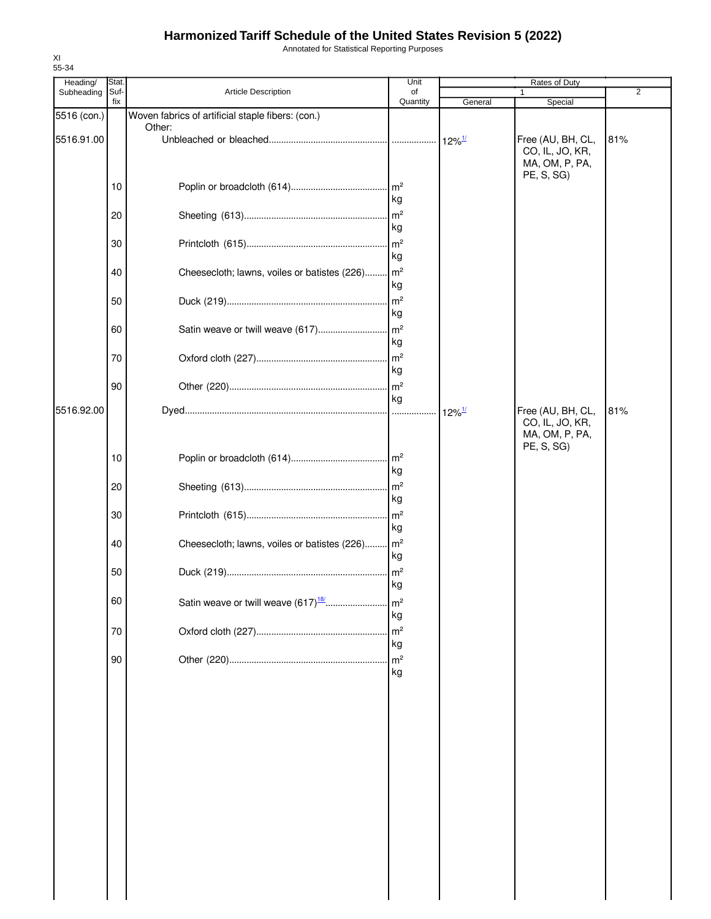# Harmonized Tariff Schedule of the United States Revision 5 (2022)

Annotated for Statistical Reporting Purposes

XI
55-34

| Heading/ Subheading | Stat. Suf- fix | Article Description | Unit of Quantity | Rates of Duty 1 General | Rates of Duty 1 Special | Rates of Duty 2 |
|---|---|---|---|---|---|---|
| 5516 (con.) | | Woven fabrics of artificial staple fibers: (con.) | | | | |
| | | Other: | | | | |
| 5516.91.00 | | Unbleached or bleached | | 12%[1/] | Free (AU, BH, CL, CO, IL, JO, KR, MA, OM, P, PA, PE, S, SG) | 81% |
| | 10 | Poplin or broadcloth (614) | m² kg | | | |
| | 20 | Sheeting (613) | m² kg | | | |
| | 30 | Printcloth (615) | m² kg | | | |
| | 40 | Cheesecloth; lawns, voiles or batistes (226) | m² kg | | | |
| | 50 | Duck (219) | m² kg | | | |
| | 60 | Satin weave or twill weave (617) | m² kg | | | |
| | 70 | Oxford cloth (227) | m² kg | | | |
| | 90 | Other (220) | m² kg | | | |
| 5516.92.00 | | Dyed | | 12%[1/] | Free (AU, BH, CL, CO, IL, JO, KR, MA, OM, P, PA, PE, S, SG) | 81% |
| | 10 | Poplin or broadcloth (614) | m² kg | | | |
| | 20 | Sheeting (613) | m² kg | | | |
| | 30 | Printcloth (615) | m² kg | | | |
| | 40 | Cheesecloth; lawns, voiles or batistes (226) | m² kg | | | |
| | 50 | Duck (219) | m² kg | | | |
| | 60 | Satin weave or twill weave (617)[18/] | m² kg | | | |
| | 70 | Oxford cloth (227) | m² kg | | | |
| | 90 | Other (220) | m² kg | | | |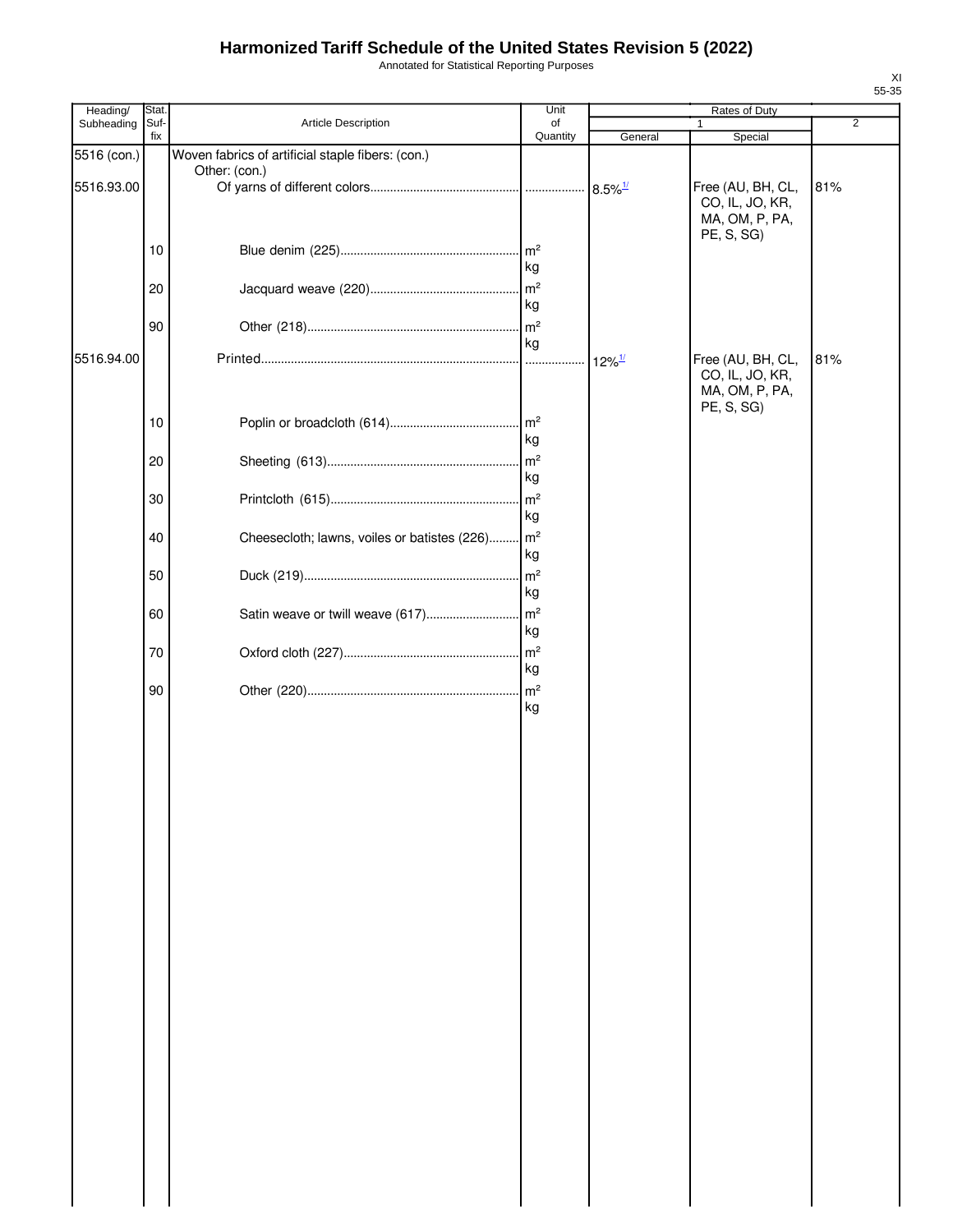# Harmonized Tariff Schedule of the United States Revision 5 (2022)

Annotated for Statistical Reporting Purposes

| Heading/ Subheading | Stat. Suf- fix | Article Description | Unit of Quantity | Rates of Duty | | |
|---|---|---|---|---|---|---|
| | | | | 1 | | 2 |
| | | | | General | Special | |
| 5516 (con.) | | Woven fabrics of artificial staple fibers: (con.) | | | | |
| | | Other: (con.) | | | | |
| 5516.93.00 | | Of yarns of different colors | | 8.5%[1/] | Free (AU, BH, CL, CO, IL, JO, KR, MA, OM, P, PA, PE, S, SG) | 81% |
| | 10 | Blue denim (225) | m² kg | | | |
| | 20 | Jacquard weave (220) | m² kg | | | |
| | 90 | Other (218) | m² kg | | | |
| 5516.94.00 | | Printed | | 12%[1/] | Free (AU, BH, CL, CO, IL, JO, KR, MA, OM, P, PA, PE, S, SG) | 81% |
| | 10 | Poplin or broadcloth (614) | m² kg | | | |
| | 20 | Sheeting (613) | m² kg | | | |
| | 30 | Printcloth (615) | m² kg | | | |
| | 40 | Cheesecloth; lawns, voiles or batistes (226) | m² kg | | | |
| | 50 | Duck (219) | m² kg | | | |
| | 60 | Satin weave or twill weave (617) | m² kg | | | |
| | 70 | Oxford cloth (227) | m² kg | | | |
| | 90 | Other (220) | m² kg | | | |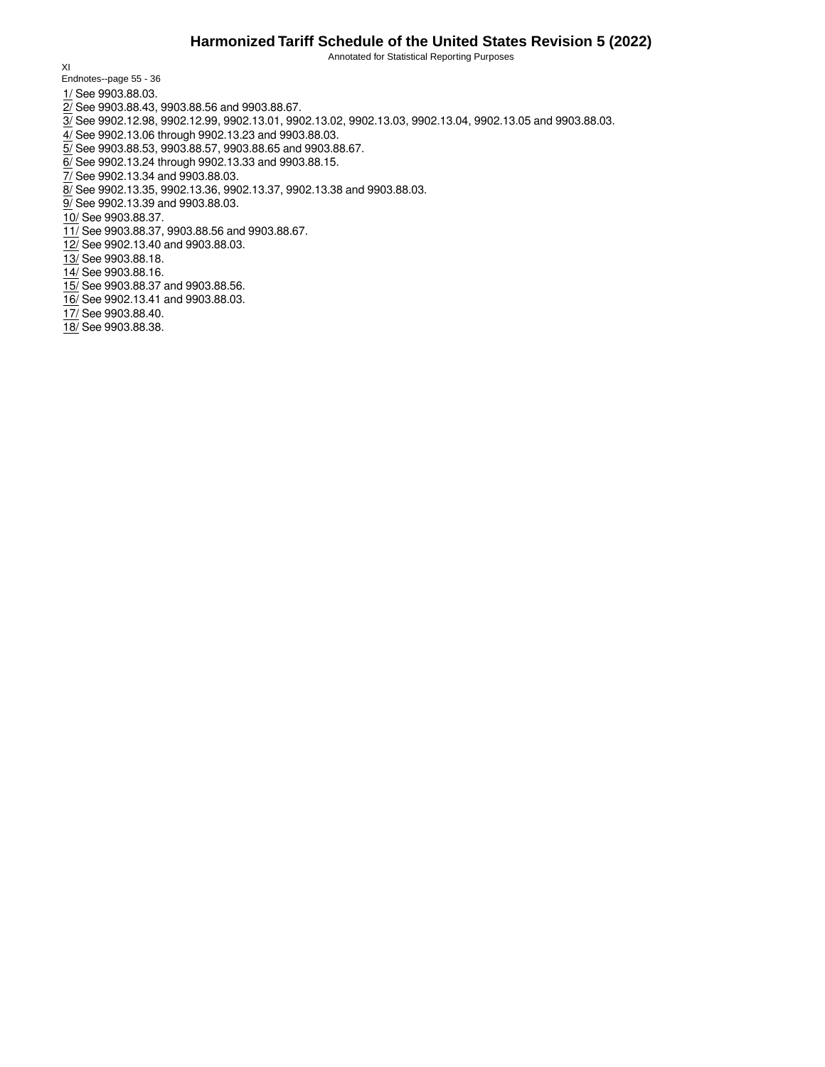XI

Endnotes--page 55 - 36

1/ See 9903.88.03.

2/ See 9903.88.43, 9903.88.56 and 9903.88.67.

3/ See 9902.12.98, 9902.12.99, 9902.13.01, 9902.13.02, 9902.13.03, 9902.13.04, 9902.13.05 and 9903.88.03.

4/ See 9902.13.06 through 9902.13.23 and 9903.88.03.

5/ See 9903.88.53, 9903.88.57, 9903.88.65 and 9903.88.67.

6/ See 9902.13.24 through 9902.13.33 and 9903.88.15.

7/ See 9902.13.34 and 9903.88.03.

8/ See 9902.13.35, 9902.13.36, 9902.13.37, 9902.13.38 and 9903.88.03.

9/ See 9902.13.39 and 9903.88.03.

10/ See 9903.88.37.

11/ See 9903.88.37, 9903.88.56 and 9903.88.67.

12/ See 9902.13.40 and 9903.88.03.

13/ See 9903.88.18.

14/ See 9903.88.16.

15/ See 9903.88.37 and 9903.88.56.

16/ See 9902.13.41 and 9903.88.03.

17/ See 9903.88.40.

18/ See 9903.88.38.